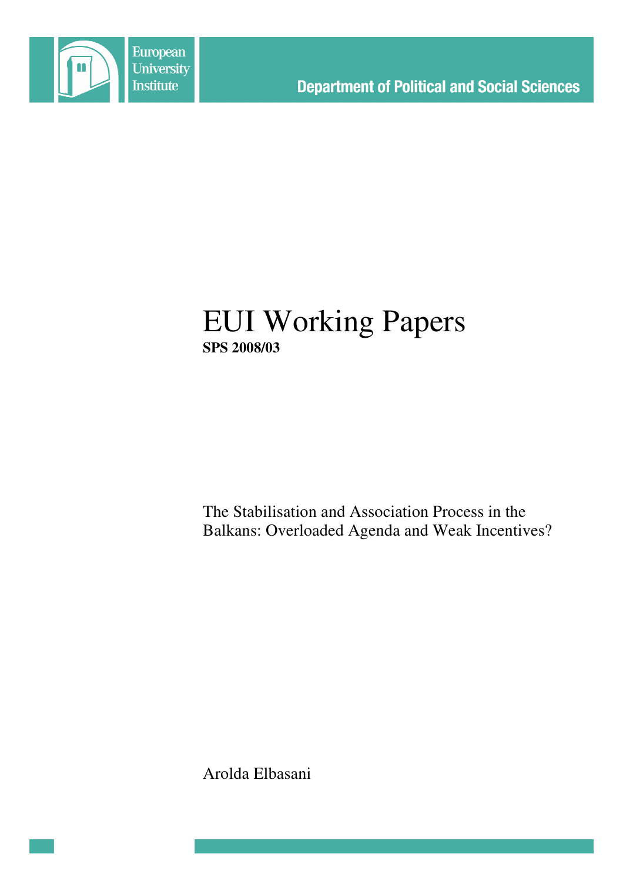European University Institute

Department of Political and Social Sciences

# EUI Working Papers

**SPS 2008/03**

The Stabilisation and Association Process in the Balkans: Overloaded Agenda and Weak Incentives?

Arolda Elbasani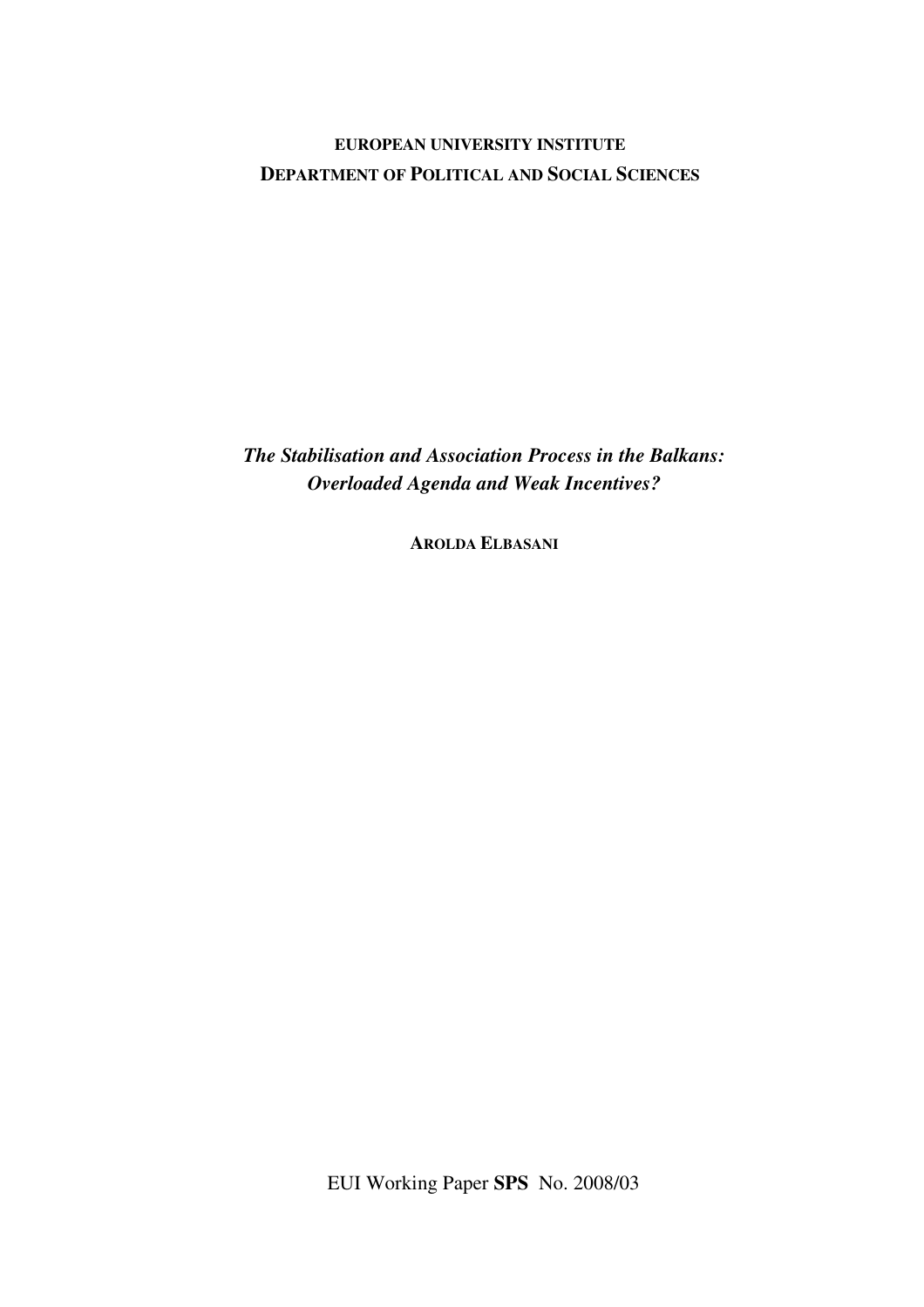**EUROPEAN UNIVERSITY INSTITUTE**

**DEPARTMENT OF POLITICAL AND SOCIAL SCIENCES**

***The Stabilisation and Association Process in the Balkans: Overloaded Agenda and Weak Incentives?***

**AROLDA ELBASANI**

EUI Working Paper **SPS** No. 2008/03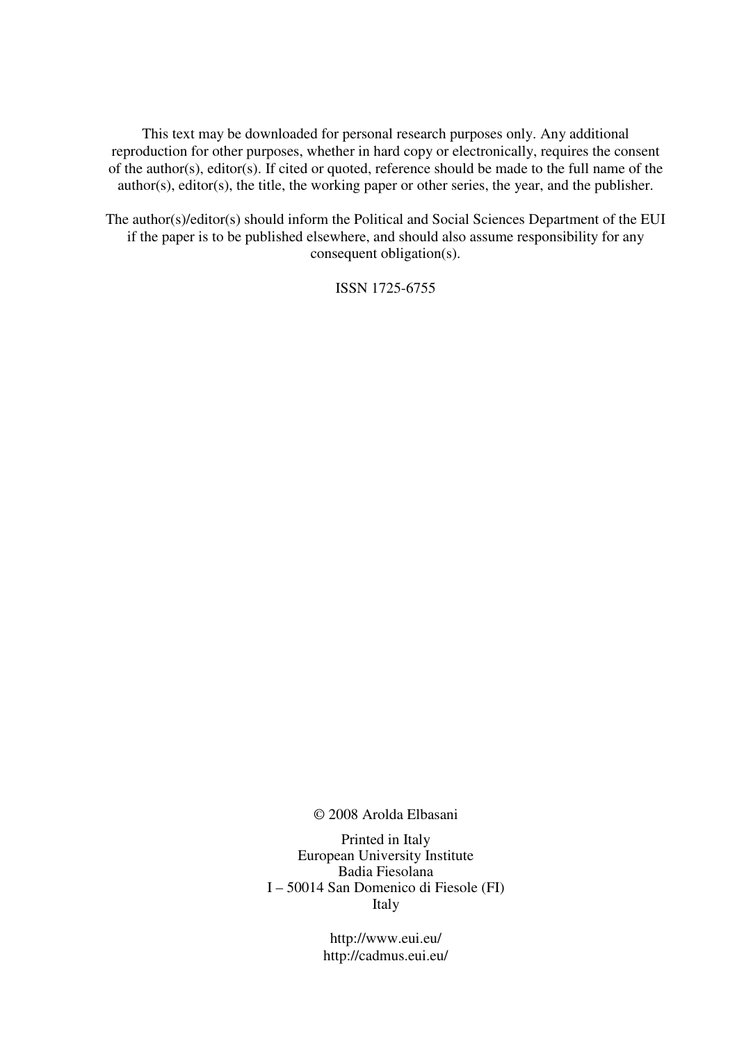This text may be downloaded for personal research purposes only. Any additional reproduction for other purposes, whether in hard copy or electronically, requires the consent of the author(s), editor(s). If cited or quoted, reference should be made to the full name of the author(s), editor(s), the title, the working paper or other series, the year, and the publisher.

The author(s)/editor(s) should inform the Political and Social Sciences Department of the EUI if the paper is to be published elsewhere, and should also assume responsibility for any consequent obligation(s).

ISSN 1725-6755

© 2008 Arolda Elbasani

Printed in Italy
European University Institute
Badia Fiesolana
I – 50014 San Domenico di Fiesole (FI)
Italy

http://www.eui.eu/
http://cadmus.eui.eu/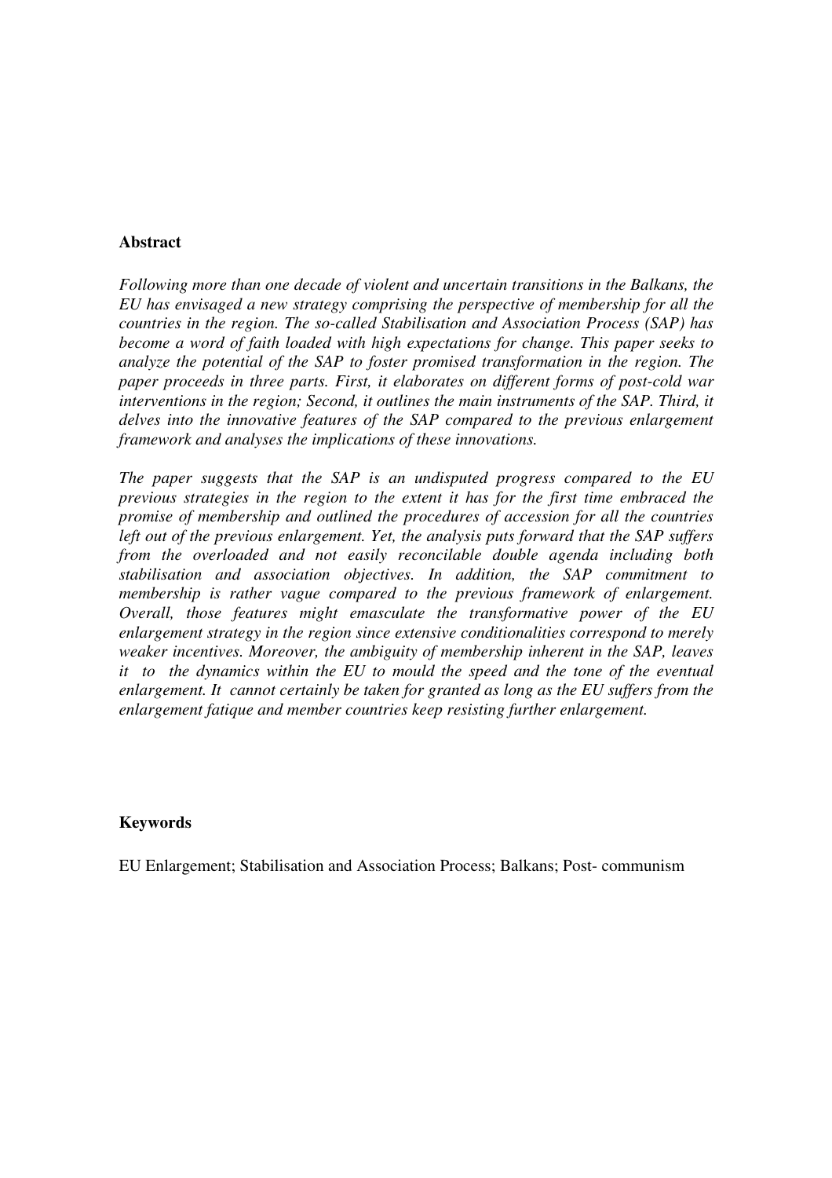**Abstract**

*Following more than one decade of violent and uncertain transitions in the Balkans, the EU has envisaged a new strategy comprising the perspective of membership for all the countries in the region. The so-called Stabilisation and Association Process (SAP) has become a word of faith loaded with high expectations for change. This paper seeks to analyze the potential of the SAP to foster promised transformation in the region. The paper proceeds in three parts. First, it elaborates on different forms of post-cold war interventions in the region; Second, it outlines the main instruments of the SAP. Third, it delves into the innovative features of the SAP compared to the previous enlargement framework and analyses the implications of these innovations.*

*The paper suggests that the SAP is an undisputed progress compared to the EU previous strategies in the region to the extent it has for the first time embraced the promise of membership and outlined the procedures of accession for all the countries left out of the previous enlargement. Yet, the analysis puts forward that the SAP suffers from the overloaded and not easily reconcilable double agenda including both stabilisation and association objectives. In addition, the SAP commitment to membership is rather vague compared to the previous framework of enlargement. Overall, those features might emasculate the transformative power of the EU enlargement strategy in the region since extensive conditionalities correspond to merely weaker incentives. Moreover, the ambiguity of membership inherent in the SAP, leaves it to the dynamics within the EU to mould the speed and the tone of the eventual enlargement. It cannot certainly be taken for granted as long as the EU suffers from the enlargement fatique and member countries keep resisting further enlargement.*

**Keywords**

EU Enlargement; Stabilisation and Association Process; Balkans; Post- communism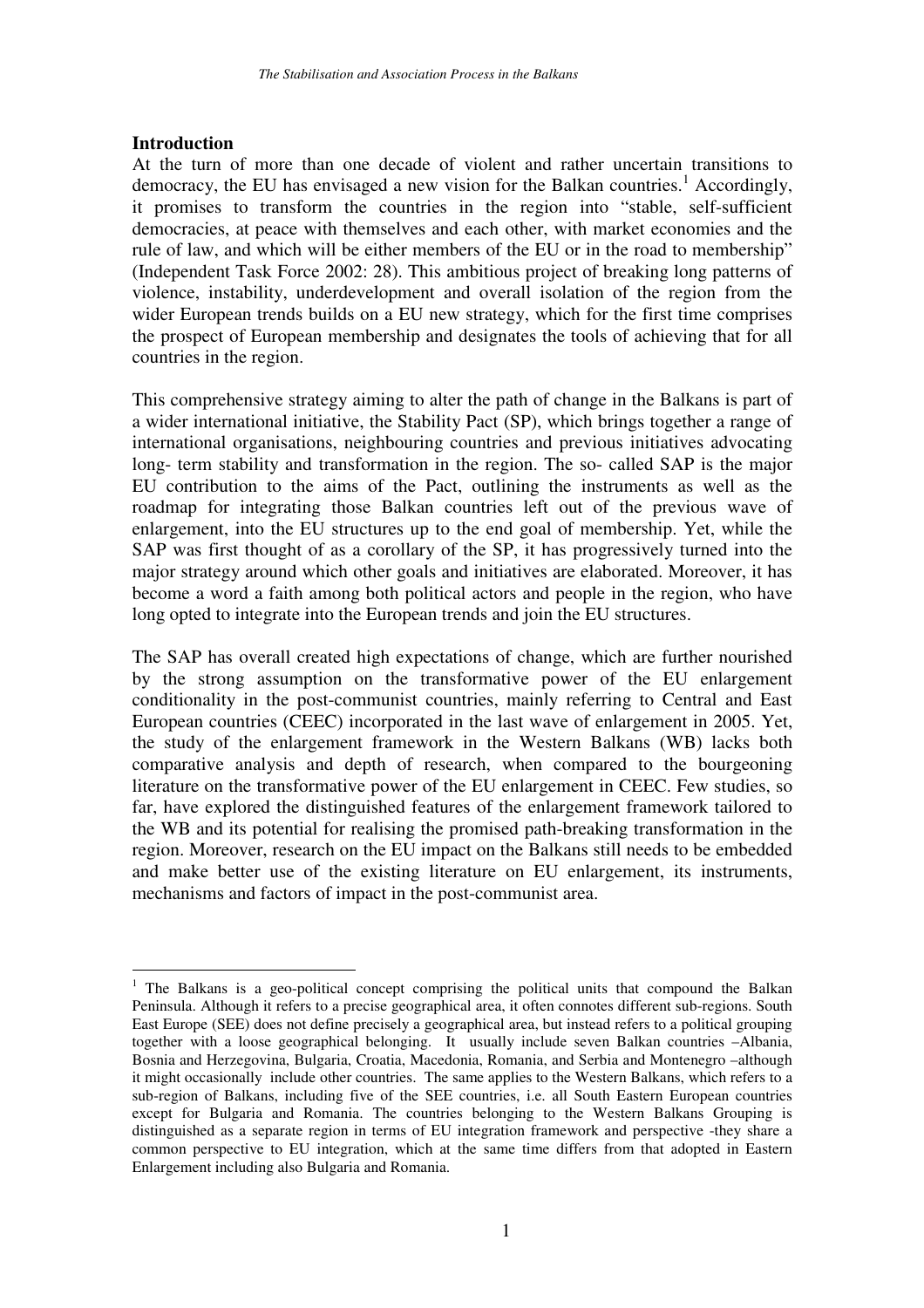## Introduction

At the turn of more than one decade of violent and rather uncertain transitions to democracy, the EU has envisaged a new vision for the Balkan countries.[1] Accordingly, it promises to transform the countries in the region into "stable, self-sufficient democracies, at peace with themselves and each other, with market economies and the rule of law, and which will be either members of the EU or in the road to membership" (Independent Task Force 2002: 28). This ambitious project of breaking long patterns of violence, instability, underdevelopment and overall isolation of the region from the wider European trends builds on a EU new strategy, which for the first time comprises the prospect of European membership and designates the tools of achieving that for all countries in the region.

This comprehensive strategy aiming to alter the path of change in the Balkans is part of a wider international initiative, the Stability Pact (SP), which brings together a range of international organisations, neighbouring countries and previous initiatives advocating long- term stability and transformation in the region. The so- called SAP is the major EU contribution to the aims of the Pact, outlining the instruments as well as the roadmap for integrating those Balkan countries left out of the previous wave of enlargement, into the EU structures up to the end goal of membership. Yet, while the SAP was first thought of as a corollary of the SP, it has progressively turned into the major strategy around which other goals and initiatives are elaborated. Moreover, it has become a word a faith among both political actors and people in the region, who have long opted to integrate into the European trends and join the EU structures.

The SAP has overall created high expectations of change, which are further nourished by the strong assumption on the transformative power of the EU enlargement conditionality in the post-communist countries, mainly referring to Central and East European countries (CEEC) incorporated in the last wave of enlargement in 2005. Yet, the study of the enlargement framework in the Western Balkans (WB) lacks both comparative analysis and depth of research, when compared to the bourgeoning literature on the transformative power of the EU enlargement in CEEC. Few studies, so far, have explored the distinguished features of the enlargement framework tailored to the WB and its potential for realising the promised path-breaking transformation in the region. Moreover, research on the EU impact on the Balkans still needs to be embedded and make better use of the existing literature on EU enlargement, its instruments, mechanisms and factors of impact in the post-communist area.

---

[1] The Balkans is a geo-political concept comprising the political units that compound the Balkan Peninsula. Although it refers to a precise geographical area, it often connotes different sub-regions. South East Europe (SEE) does not define precisely a geographical area, but instead refers to a political grouping together with a loose geographical belonging. It usually include seven Balkan countries –Albania, Bosnia and Herzegovina, Bulgaria, Croatia, Macedonia, Romania, and Serbia and Montenegro –although it might occasionally include other countries. The same applies to the Western Balkans, which refers to a sub-region of Balkans, including five of the SEE countries, i.e. all South Eastern European countries except for Bulgaria and Romania. The countries belonging to the Western Balkans Grouping is distinguished as a separate region in terms of EU integration framework and perspective -they share a common perspective to EU integration, which at the same time differs from that adopted in Eastern Enlargement including also Bulgaria and Romania.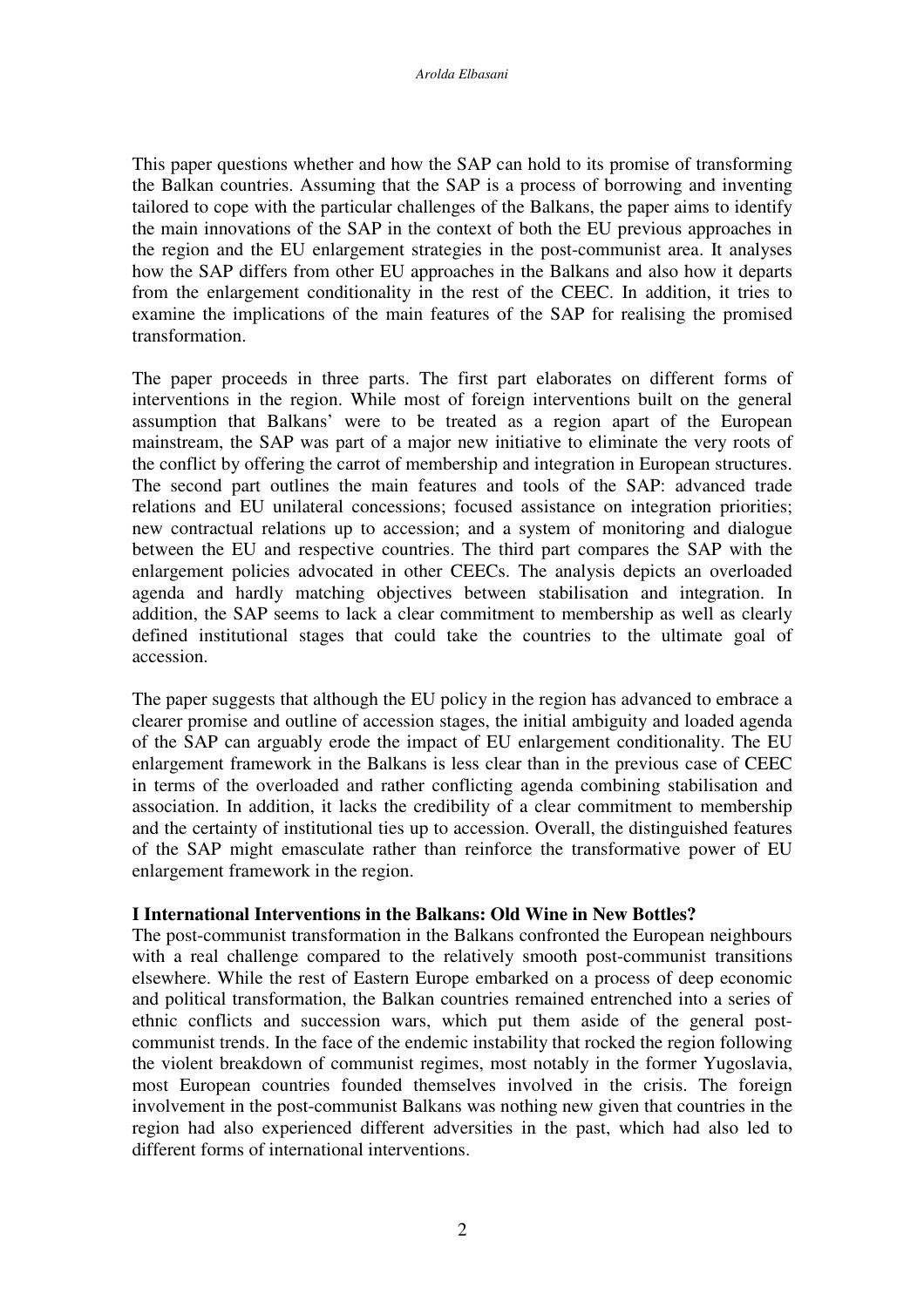This paper questions whether and how the SAP can hold to its promise of transforming the Balkan countries. Assuming that the SAP is a process of borrowing and inventing tailored to cope with the particular challenges of the Balkans, the paper aims to identify the main innovations of the SAP in the context of both the EU previous approaches in the region and the EU enlargement strategies in the post-communist area. It analyses how the SAP differs from other EU approaches in the Balkans and also how it departs from the enlargement conditionality in the rest of the CEEC. In addition, it tries to examine the implications of the main features of the SAP for realising the promised transformation.

The paper proceeds in three parts. The first part elaborates on different forms of interventions in the region. While most of foreign interventions built on the general assumption that Balkans' were to be treated as a region apart of the European mainstream, the SAP was part of a major new initiative to eliminate the very roots of the conflict by offering the carrot of membership and integration in European structures. The second part outlines the main features and tools of the SAP: advanced trade relations and EU unilateral concessions; focused assistance on integration priorities; new contractual relations up to accession; and a system of monitoring and dialogue between the EU and respective countries. The third part compares the SAP with the enlargement policies advocated in other CEECs. The analysis depicts an overloaded agenda and hardly matching objectives between stabilisation and integration. In addition, the SAP seems to lack a clear commitment to membership as well as clearly defined institutional stages that could take the countries to the ultimate goal of accession.

The paper suggests that although the EU policy in the region has advanced to embrace a clearer promise and outline of accession stages, the initial ambiguity and loaded agenda of the SAP can arguably erode the impact of EU enlargement conditionality. The EU enlargement framework in the Balkans is less clear than in the previous case of CEEC in terms of the overloaded and rather conflicting agenda combining stabilisation and association. In addition, it lacks the credibility of a clear commitment to membership and the certainty of institutional ties up to accession. Overall, the distinguished features of the SAP might emasculate rather than reinforce the transformative power of EU enlargement framework in the region.

## I International Interventions in the Balkans: Old Wine in New Bottles?

The post-communist transformation in the Balkans confronted the European neighbours with a real challenge compared to the relatively smooth post-communist transitions elsewhere. While the rest of Eastern Europe embarked on a process of deep economic and political transformation, the Balkan countries remained entrenched into a series of ethnic conflicts and succession wars, which put them aside of the general post-communist trends. In the face of the endemic instability that rocked the region following the violent breakdown of communist regimes, most notably in the former Yugoslavia, most European countries founded themselves involved in the crisis. The foreign involvement in the post-communist Balkans was nothing new given that countries in the region had also experienced different adversities in the past, which had also led to different forms of international interventions.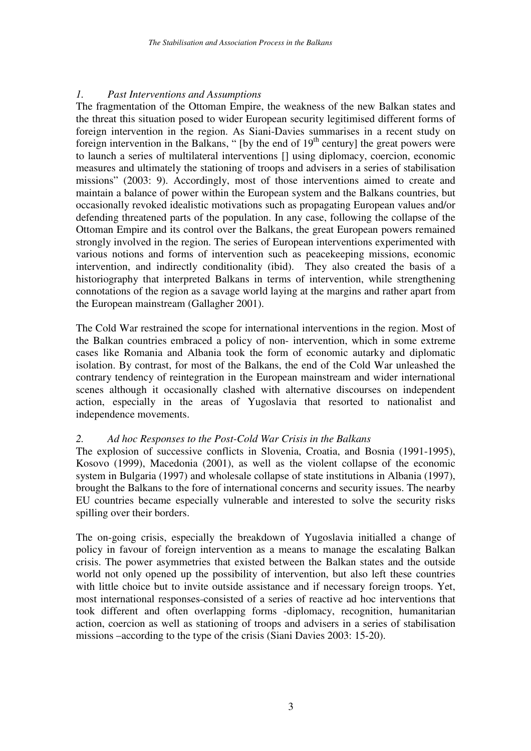### *1. Past Interventions and Assumptions*

The fragmentation of the Ottoman Empire, the weakness of the new Balkan states and the threat this situation posed to wider European security legitimised different forms of foreign intervention in the region. As Siani-Davies summarises in a recent study on foreign intervention in the Balkans, " [by the end of 19th century] the great powers were to launch a series of multilateral interventions [] using diplomacy, coercion, economic measures and ultimately the stationing of troops and advisers in a series of stabilisation missions" (2003: 9). Accordingly, most of those interventions aimed to create and maintain a balance of power within the European system and the Balkans countries, but occasionally revoked idealistic motivations such as propagating European values and/or defending threatened parts of the population. In any case, following the collapse of the Ottoman Empire and its control over the Balkans, the great European powers remained strongly involved in the region. The series of European interventions experimented with various notions and forms of intervention such as peacekeeping missions, economic intervention, and indirectly conditionality (ibid). They also created the basis of a historiography that interpreted Balkans in terms of intervention, while strengthening connotations of the region as a savage world laying at the margins and rather apart from the European mainstream (Gallagher 2001).

The Cold War restrained the scope for international interventions in the region. Most of the Balkan countries embraced a policy of non- intervention, which in some extreme cases like Romania and Albania took the form of economic autarky and diplomatic isolation. By contrast, for most of the Balkans, the end of the Cold War unleashed the contrary tendency of reintegration in the European mainstream and wider international scenes although it occasionally clashed with alternative discourses on independent action, especially in the areas of Yugoslavia that resorted to nationalist and independence movements.

### *2. Ad hoc Responses to the Post-Cold War Crisis in the Balkans*

The explosion of successive conflicts in Slovenia, Croatia, and Bosnia (1991-1995), Kosovo (1999), Macedonia (2001), as well as the violent collapse of the economic system in Bulgaria (1997) and wholesale collapse of state institutions in Albania (1997), brought the Balkans to the fore of international concerns and security issues. The nearby EU countries became especially vulnerable and interested to solve the security risks spilling over their borders.

The on-going crisis, especially the breakdown of Yugoslavia initialled a change of policy in favour of foreign intervention as a means to manage the escalating Balkan crisis. The power asymmetries that existed between the Balkan states and the outside world not only opened up the possibility of intervention, but also left these countries with little choice but to invite outside assistance and if necessary foreign troops. Yet, most international responses consisted of a series of reactive ad hoc interventions that took different and often overlapping forms -diplomacy, recognition, humanitarian action, coercion as well as stationing of troops and advisers in a series of stabilisation missions –according to the type of the crisis (Siani Davies 2003: 15-20).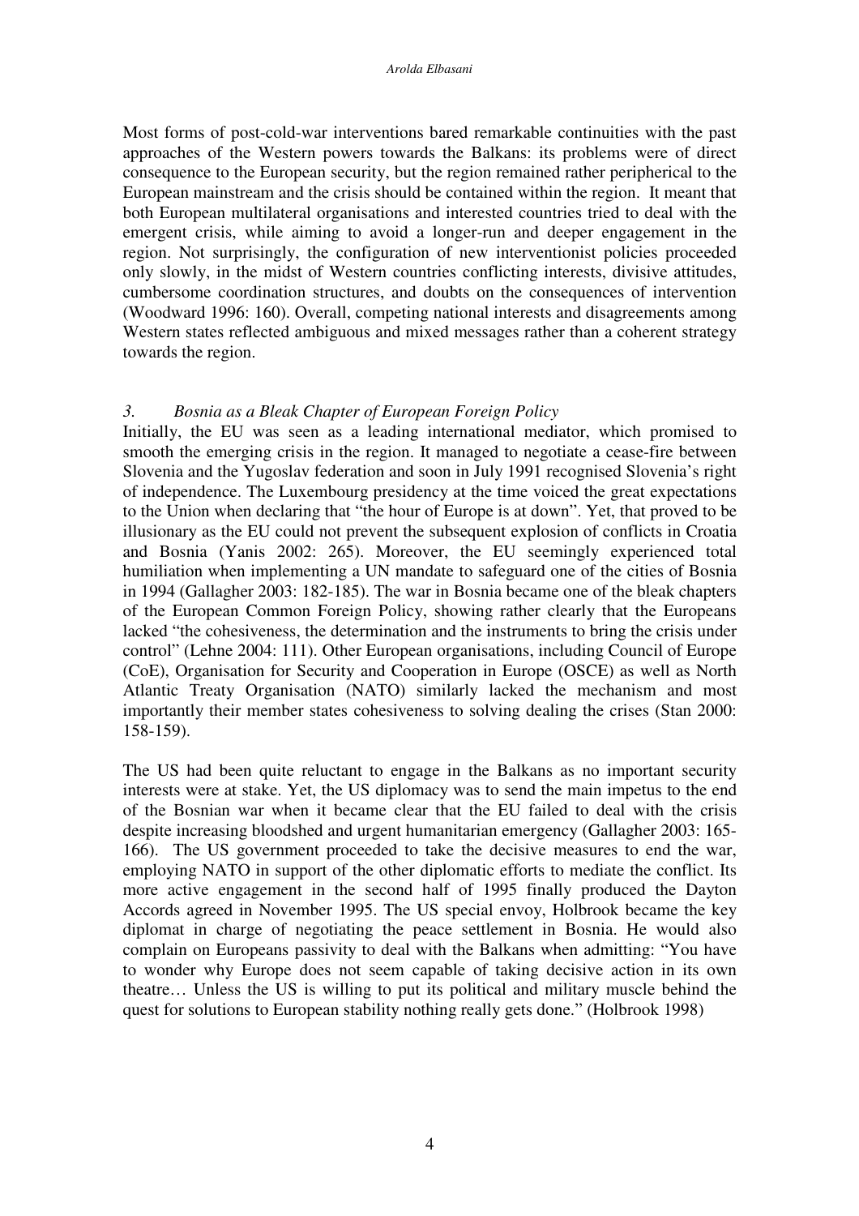Most forms of post-cold-war interventions bared remarkable continuities with the past approaches of the Western powers towards the Balkans: its problems were of direct consequence to the European security, but the region remained rather peripherical to the European mainstream and the crisis should be contained within the region. It meant that both European multilateral organisations and interested countries tried to deal with the emergent crisis, while aiming to avoid a longer-run and deeper engagement in the region. Not surprisingly, the configuration of new interventionist policies proceeded only slowly, in the midst of Western countries conflicting interests, divisive attitudes, cumbersome coordination structures, and doubts on the consequences of intervention (Woodward 1996: 160). Overall, competing national interests and disagreements among Western states reflected ambiguous and mixed messages rather than a coherent strategy towards the region.

### *3. Bosnia as a Bleak Chapter of European Foreign Policy*

Initially, the EU was seen as a leading international mediator, which promised to smooth the emerging crisis in the region. It managed to negotiate a cease-fire between Slovenia and the Yugoslav federation and soon in July 1991 recognised Slovenia's right of independence. The Luxembourg presidency at the time voiced the great expectations to the Union when declaring that "the hour of Europe is at down". Yet, that proved to be illusionary as the EU could not prevent the subsequent explosion of conflicts in Croatia and Bosnia (Yanis 2002: 265). Moreover, the EU seemingly experienced total humiliation when implementing a UN mandate to safeguard one of the cities of Bosnia in 1994 (Gallagher 2003: 182-185). The war in Bosnia became one of the bleak chapters of the European Common Foreign Policy, showing rather clearly that the Europeans lacked "the cohesiveness, the determination and the instruments to bring the crisis under control" (Lehne 2004: 111). Other European organisations, including Council of Europe (CoE), Organisation for Security and Cooperation in Europe (OSCE) as well as North Atlantic Treaty Organisation (NATO) similarly lacked the mechanism and most importantly their member states cohesiveness to solving dealing the crises (Stan 2000: 158-159).

The US had been quite reluctant to engage in the Balkans as no important security interests were at stake. Yet, the US diplomacy was to send the main impetus to the end of the Bosnian war when it became clear that the EU failed to deal with the crisis despite increasing bloodshed and urgent humanitarian emergency (Gallagher 2003: 165-166). The US government proceeded to take the decisive measures to end the war, employing NATO in support of the other diplomatic efforts to mediate the conflict. Its more active engagement in the second half of 1995 finally produced the Dayton Accords agreed in November 1995. The US special envoy, Holbrook became the key diplomat in charge of negotiating the peace settlement in Bosnia. He would also complain on Europeans passivity to deal with the Balkans when admitting: "You have to wonder why Europe does not seem capable of taking decisive action in its own theatre… Unless the US is willing to put its political and military muscle behind the quest for solutions to European stability nothing really gets done." (Holbrook 1998)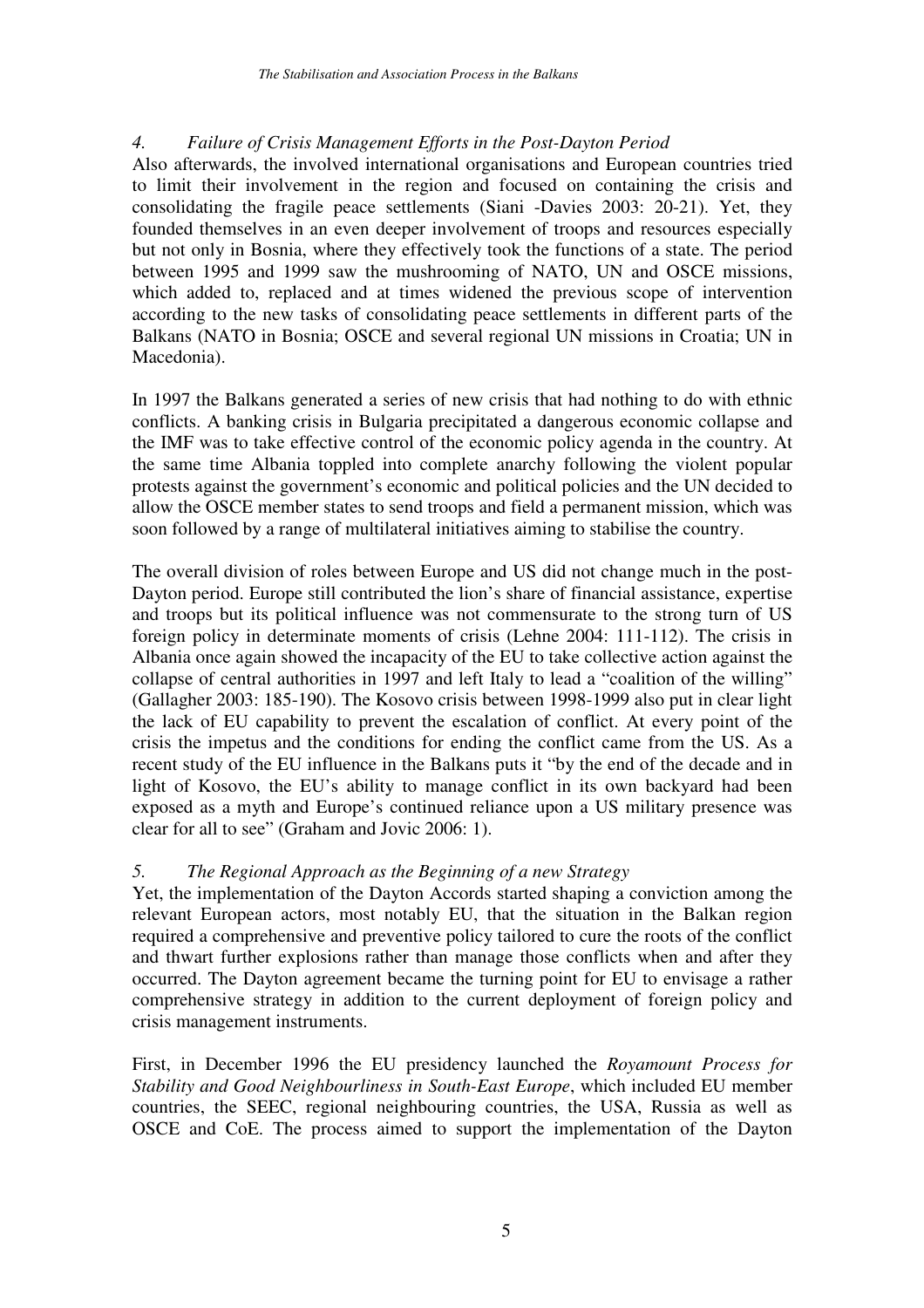### *4. Failure of Crisis Management Efforts in the Post-Dayton Period*

Also afterwards, the involved international organisations and European countries tried to limit their involvement in the region and focused on containing the crisis and consolidating the fragile peace settlements (Siani -Davies 2003: 20-21). Yet, they founded themselves in an even deeper involvement of troops and resources especially but not only in Bosnia, where they effectively took the functions of a state. The period between 1995 and 1999 saw the mushrooming of NATO, UN and OSCE missions, which added to, replaced and at times widened the previous scope of intervention according to the new tasks of consolidating peace settlements in different parts of the Balkans (NATO in Bosnia; OSCE and several regional UN missions in Croatia; UN in Macedonia).

In 1997 the Balkans generated a series of new crisis that had nothing to do with ethnic conflicts. A banking crisis in Bulgaria precipitated a dangerous economic collapse and the IMF was to take effective control of the economic policy agenda in the country. At the same time Albania toppled into complete anarchy following the violent popular protests against the government's economic and political policies and the UN decided to allow the OSCE member states to send troops and field a permanent mission, which was soon followed by a range of multilateral initiatives aiming to stabilise the country.

The overall division of roles between Europe and US did not change much in the post-Dayton period. Europe still contributed the lion's share of financial assistance, expertise and troops but its political influence was not commensurate to the strong turn of US foreign policy in determinate moments of crisis (Lehne 2004: 111-112). The crisis in Albania once again showed the incapacity of the EU to take collective action against the collapse of central authorities in 1997 and left Italy to lead a "coalition of the willing" (Gallagher 2003: 185-190). The Kosovo crisis between 1998-1999 also put in clear light the lack of EU capability to prevent the escalation of conflict. At every point of the crisis the impetus and the conditions for ending the conflict came from the US. As a recent study of the EU influence in the Balkans puts it "by the end of the decade and in light of Kosovo, the EU's ability to manage conflict in its own backyard had been exposed as a myth and Europe's continued reliance upon a US military presence was clear for all to see" (Graham and Jovic 2006: 1).

### *5. The Regional Approach as the Beginning of a new Strategy*

Yet, the implementation of the Dayton Accords started shaping a conviction among the relevant European actors, most notably EU, that the situation in the Balkan region required a comprehensive and preventive policy tailored to cure the roots of the conflict and thwart further explosions rather than manage those conflicts when and after they occurred. The Dayton agreement became the turning point for EU to envisage a rather comprehensive strategy in addition to the current deployment of foreign policy and crisis management instruments.

First, in December 1996 the EU presidency launched the *Royamount Process for Stability and Good Neighbourliness in South-East Europe*, which included EU member countries, the SEEC, regional neighbouring countries, the USA, Russia as well as OSCE and CoE. The process aimed to support the implementation of the Dayton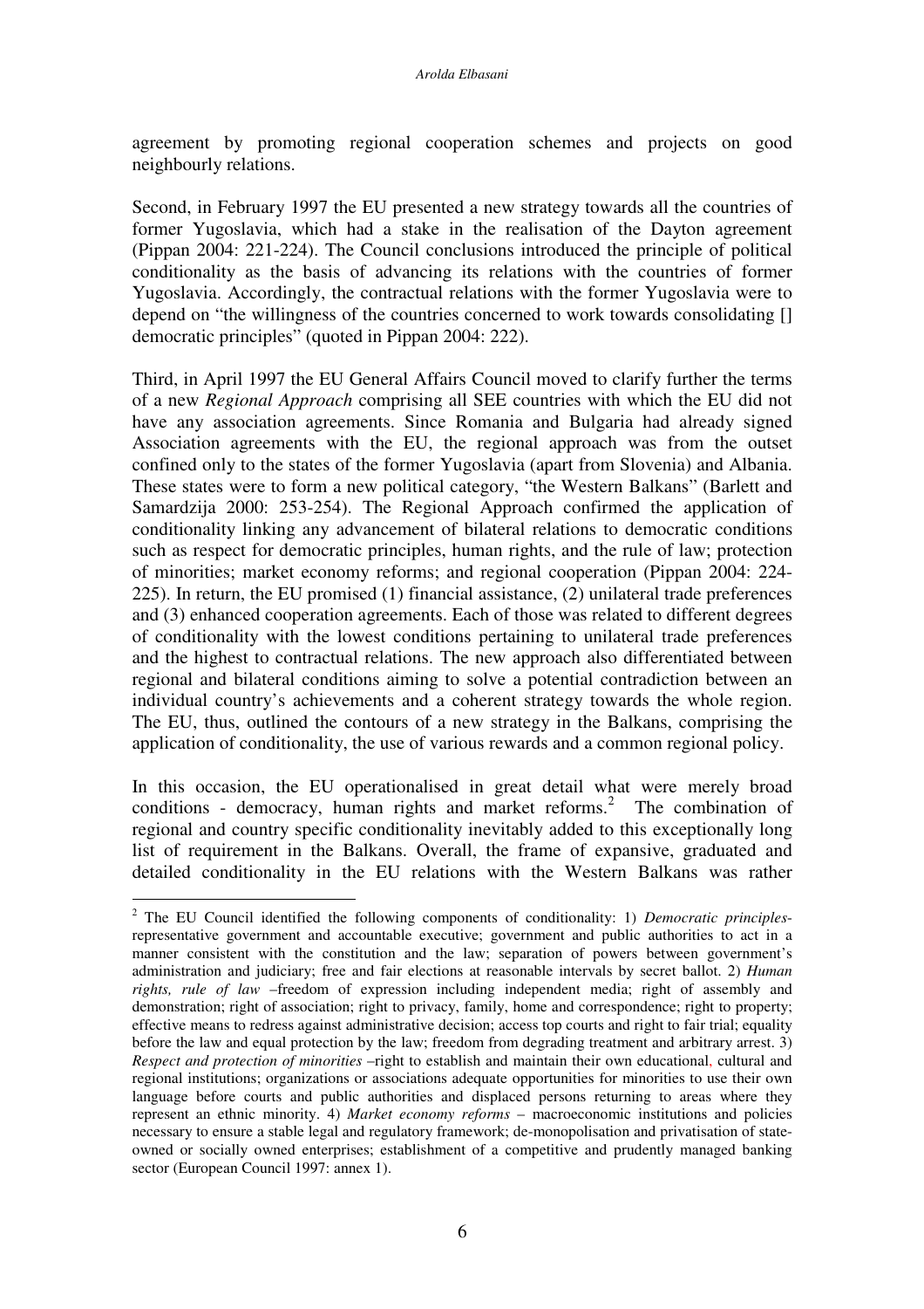agreement by promoting regional cooperation schemes and projects on good neighbourly relations.

Second, in February 1997 the EU presented a new strategy towards all the countries of former Yugoslavia, which had a stake in the realisation of the Dayton agreement (Pippan 2004: 221-224). The Council conclusions introduced the principle of political conditionality as the basis of advancing its relations with the countries of former Yugoslavia. Accordingly, the contractual relations with the former Yugoslavia were to depend on "the willingness of the countries concerned to work towards consolidating [] democratic principles" (quoted in Pippan 2004: 222).

Third, in April 1997 the EU General Affairs Council moved to clarify further the terms of a new *Regional Approach* comprising all SEE countries with which the EU did not have any association agreements. Since Romania and Bulgaria had already signed Association agreements with the EU, the regional approach was from the outset confined only to the states of the former Yugoslavia (apart from Slovenia) and Albania. These states were to form a new political category, "the Western Balkans" (Barlett and Samardzija 2000: 253-254). The Regional Approach confirmed the application of conditionality linking any advancement of bilateral relations to democratic conditions such as respect for democratic principles, human rights, and the rule of law; protection of minorities; market economy reforms; and regional cooperation (Pippan 2004: 224-225). In return, the EU promised (1) financial assistance, (2) unilateral trade preferences and (3) enhanced cooperation agreements. Each of those was related to different degrees of conditionality with the lowest conditions pertaining to unilateral trade preferences and the highest to contractual relations. The new approach also differentiated between regional and bilateral conditions aiming to solve a potential contradiction between an individual country's achievements and a coherent strategy towards the whole region. The EU, thus, outlined the contours of a new strategy in the Balkans, comprising the application of conditionality, the use of various rewards and a common regional policy.

In this occasion, the EU operationalised in great detail what were merely broad conditions - democracy, human rights and market reforms.[2] The combination of regional and country specific conditionality inevitably added to this exceptionally long list of requirement in the Balkans. Overall, the frame of expansive, graduated and detailed conditionality in the EU relations with the Western Balkans was rather

---

[2] The EU Council identified the following components of conditionality: 1) *Democratic principles*-representative government and accountable executive; government and public authorities to act in a manner consistent with the constitution and the law; separation of powers between government's administration and judiciary; free and fair elections at reasonable intervals by secret ballot. 2) *Human rights, rule of law* –freedom of expression including independent media; right of assembly and demonstration; right of association; right to privacy, family, home and correspondence; right to property; effective means to redress against administrative decision; access top courts and right to fair trial; equality before the law and equal protection by the law; freedom from degrading treatment and arbitrary arrest. 3) *Respect and protection of minorities* –right to establish and maintain their own educational, cultural and regional institutions; organizations or associations adequate opportunities for minorities to use their own language before courts and public authorities and displaced persons returning to areas where they represent an ethnic minority. 4) *Market economy reforms* – macroeconomic institutions and policies necessary to ensure a stable legal and regulatory framework; de-monopolisation and privatisation of state-owned or socially owned enterprises; establishment of a competitive and prudently managed banking sector (European Council 1997: annex 1).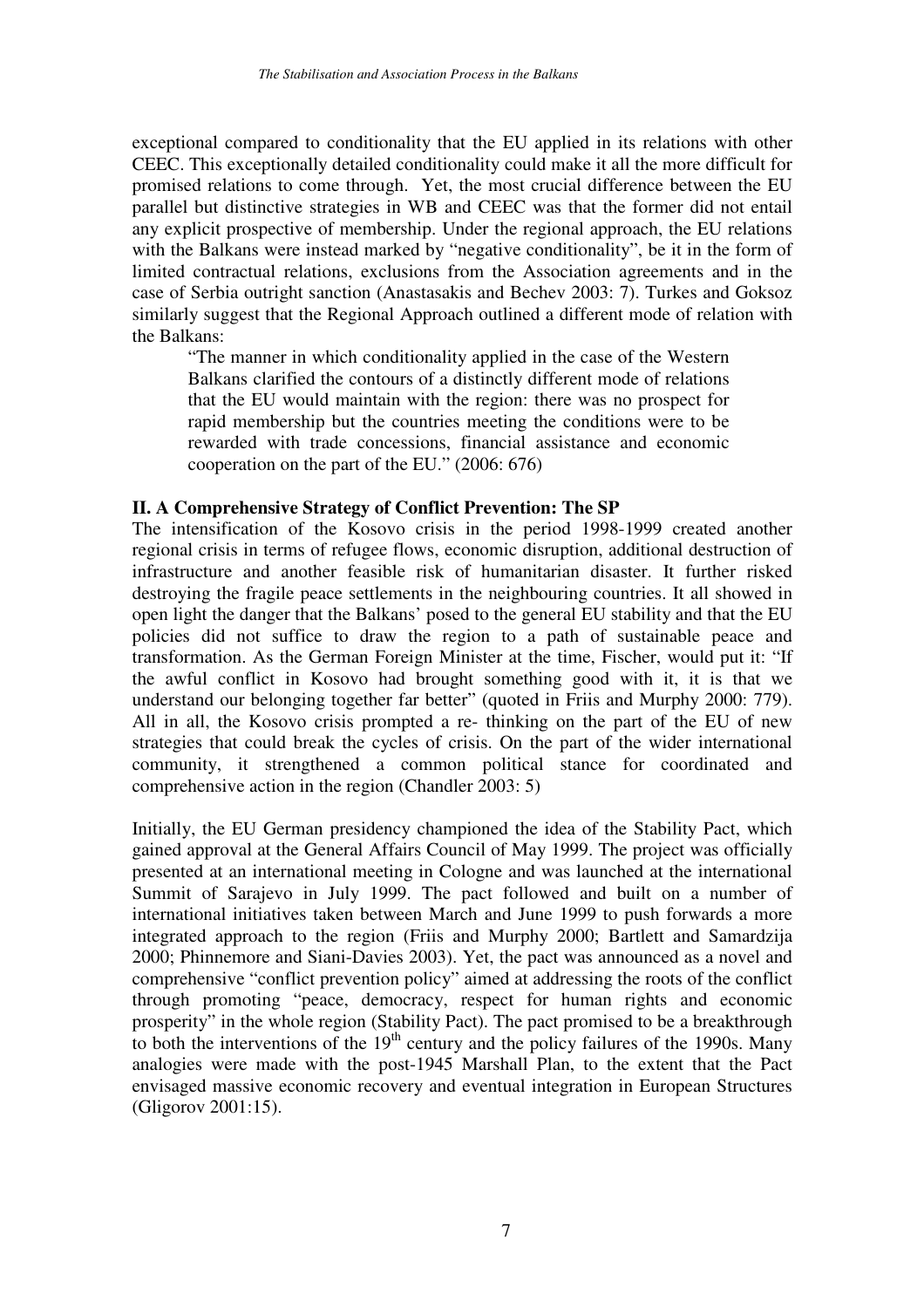exceptional compared to conditionality that the EU applied in its relations with other CEEC. This exceptionally detailed conditionality could make it all the more difficult for promised relations to come through.  Yet, the most crucial difference between the EU parallel but distinctive strategies in WB and CEEC was that the former did not entail any explicit prospective of membership. Under the regional approach, the EU relations with the Balkans were instead marked by "negative conditionality", be it in the form of limited contractual relations, exclusions from the Association agreements and in the case of Serbia outright sanction (Anastasakis and Bechev 2003: 7). Turkes and Goksoz similarly suggest that the Regional Approach outlined a different mode of relation with the Balkans:

> "The manner in which conditionality applied in the case of the Western Balkans clarified the contours of a distinctly different mode of relations that the EU would maintain with the region: there was no prospect for rapid membership but the countries meeting the conditions were to be rewarded with trade concessions, financial assistance and economic cooperation on the part of the EU." (2006: 676)

**II. A Comprehensive Strategy of Conflict Prevention: The SP**

The intensification of the Kosovo crisis in the period 1998-1999 created another regional crisis in terms of refugee flows, economic disruption, additional destruction of infrastructure and another feasible risk of humanitarian disaster. It further risked destroying the fragile peace settlements in the neighbouring countries. It all showed in open light the danger that the Balkans' posed to the general EU stability and that the EU policies did not suffice to draw the region to a path of sustainable peace and transformation. As the German Foreign Minister at the time, Fischer, would put it: "If the awful conflict in Kosovo had brought something good with it, it is that we understand our belonging together far better" (quoted in Friis and Murphy 2000: 779). All in all, the Kosovo crisis prompted a re- thinking on the part of the EU of new strategies that could break the cycles of crisis. On the part of the wider international community, it strengthened a common political stance for coordinated and comprehensive action in the region (Chandler 2003: 5)

Initially, the EU German presidency championed the idea of the Stability Pact, which gained approval at the General Affairs Council of May 1999. The project was officially presented at an international meeting in Cologne and was launched at the international Summit of Sarajevo in July 1999. The pact followed and built on a number of international initiatives taken between March and June 1999 to push forwards a more integrated approach to the region (Friis and Murphy 2000; Bartlett and Samardzija 2000; Phinnemore and Siani-Davies 2003). Yet, the pact was announced as a novel and comprehensive "conflict prevention policy" aimed at addressing the roots of the conflict through promoting "peace, democracy, respect for human rights and economic prosperity" in the whole region (Stability Pact). The pact promised to be a breakthrough to both the interventions of the 19th century and the policy failures of the 1990s. Many analogies were made with the post-1945 Marshall Plan, to the extent that the Pact envisaged massive economic recovery and eventual integration in European Structures (Gligorov 2001:15).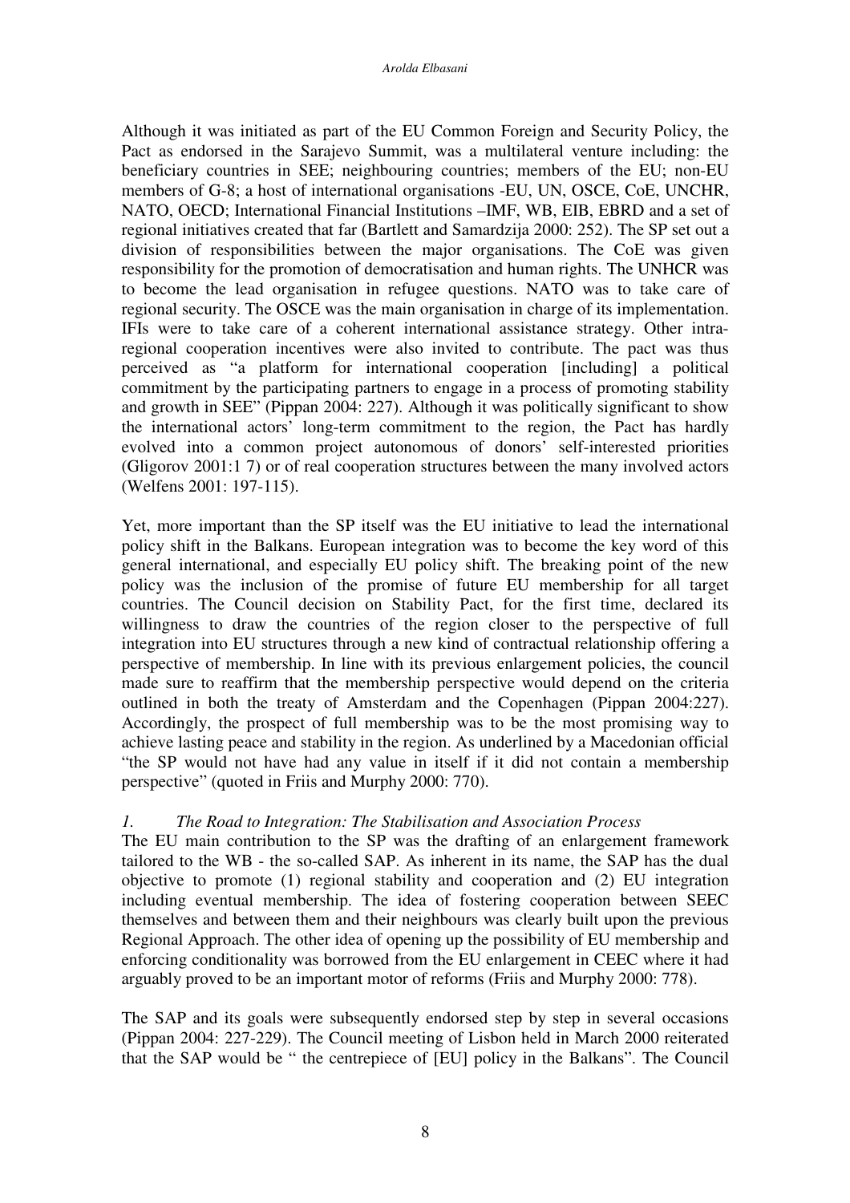Although it was initiated as part of the EU Common Foreign and Security Policy, the Pact as endorsed in the Sarajevo Summit, was a multilateral venture including: the beneficiary countries in SEE; neighbouring countries; members of the EU; non-EU members of G-8; a host of international organisations -EU, UN, OSCE, CoE, UNCHR, NATO, OECD; International Financial Institutions –IMF, WB, EIB, EBRD and a set of regional initiatives created that far (Bartlett and Samardzija 2000: 252). The SP set out a division of responsibilities between the major organisations. The CoE was given responsibility for the promotion of democratisation and human rights. The UNHCR was to become the lead organisation in refugee questions. NATO was to take care of regional security. The OSCE was the main organisation in charge of its implementation. IFIs were to take care of a coherent international assistance strategy. Other intra-regional cooperation incentives were also invited to contribute. The pact was thus perceived as "a platform for international cooperation [including] a political commitment by the participating partners to engage in a process of promoting stability and growth in SEE" (Pippan 2004: 227). Although it was politically significant to show the international actors' long-term commitment to the region, the Pact has hardly evolved into a common project autonomous of donors' self-interested priorities (Gligorov 2001:1 7) or of real cooperation structures between the many involved actors (Welfens 2001: 197-115).

Yet, more important than the SP itself was the EU initiative to lead the international policy shift in the Balkans. European integration was to become the key word of this general international, and especially EU policy shift. The breaking point of the new policy was the inclusion of the promise of future EU membership for all target countries. The Council decision on Stability Pact, for the first time, declared its willingness to draw the countries of the region closer to the perspective of full integration into EU structures through a new kind of contractual relationship offering a perspective of membership. In line with its previous enlargement policies, the council made sure to reaffirm that the membership perspective would depend on the criteria outlined in both the treaty of Amsterdam and the Copenhagen (Pippan 2004:227). Accordingly, the prospect of full membership was to be the most promising way to achieve lasting peace and stability in the region. As underlined by a Macedonian official "the SP would not have had any value in itself if it did not contain a membership perspective" (quoted in Friis and Murphy 2000: 770).

### *1. The Road to Integration: The Stabilisation and Association Process*

The EU main contribution to the SP was the drafting of an enlargement framework tailored to the WB - the so-called SAP. As inherent in its name, the SAP has the dual objective to promote (1) regional stability and cooperation and (2) EU integration including eventual membership. The idea of fostering cooperation between SEEC themselves and between them and their neighbours was clearly built upon the previous Regional Approach. The other idea of opening up the possibility of EU membership and enforcing conditionality was borrowed from the EU enlargement in CEEC where it had arguably proved to be an important motor of reforms (Friis and Murphy 2000: 778).

The SAP and its goals were subsequently endorsed step by step in several occasions (Pippan 2004: 227-229). The Council meeting of Lisbon held in March 2000 reiterated that the SAP would be " the centrepiece of [EU] policy in the Balkans". The Council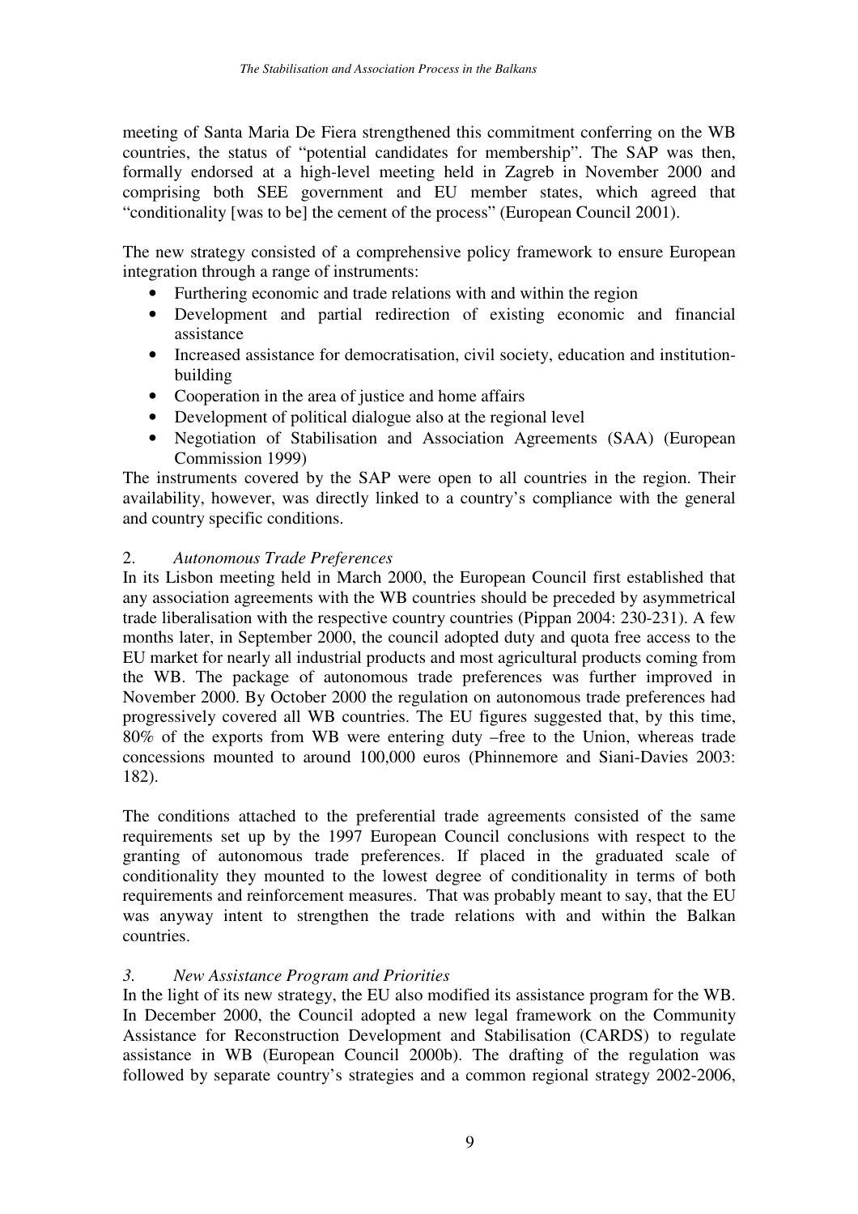meeting of Santa Maria De Fiera strengthened this commitment conferring on the WB countries, the status of "potential candidates for membership". The SAP was then, formally endorsed at a high-level meeting held in Zagreb in November 2000 and comprising both SEE government and EU member states, which agreed that "conditionality [was to be] the cement of the process" (European Council 2001).

The new strategy consisted of a comprehensive policy framework to ensure European integration through a range of instruments:

- Furthering economic and trade relations with and within the region
- Development and partial redirection of existing economic and financial assistance
- Increased assistance for democratisation, civil society, education and institution-building
- Cooperation in the area of justice and home affairs
- Development of political dialogue also at the regional level
- Negotiation of Stabilisation and Association Agreements (SAA) (European Commission 1999)

The instruments covered by the SAP were open to all countries in the region. Their availability, however, was directly linked to a country's compliance with the general and country specific conditions.

### 2. *Autonomous Trade Preferences*

In its Lisbon meeting held in March 2000, the European Council first established that any association agreements with the WB countries should be preceded by asymmetrical trade liberalisation with the respective country countries (Pippan 2004: 230-231). A few months later, in September 2000, the council adopted duty and quota free access to the EU market for nearly all industrial products and most agricultural products coming from the WB. The package of autonomous trade preferences was further improved in November 2000. By October 2000 the regulation on autonomous trade preferences had progressively covered all WB countries. The EU figures suggested that, by this time, 80% of the exports from WB were entering duty –free to the Union, whereas trade concessions mounted to around 100,000 euros (Phinnemore and Siani-Davies 2003: 182).

The conditions attached to the preferential trade agreements consisted of the same requirements set up by the 1997 European Council conclusions with respect to the granting of autonomous trade preferences. If placed in the graduated scale of conditionality they mounted to the lowest degree of conditionality in terms of both requirements and reinforcement measures. That was probably meant to say, that the EU was anyway intent to strengthen the trade relations with and within the Balkan countries.

### *3. New Assistance Program and Priorities*

In the light of its new strategy, the EU also modified its assistance program for the WB. In December 2000, the Council adopted a new legal framework on the Community Assistance for Reconstruction Development and Stabilisation (CARDS) to regulate assistance in WB (European Council 2000b). The drafting of the regulation was followed by separate country's strategies and a common regional strategy 2002-2006,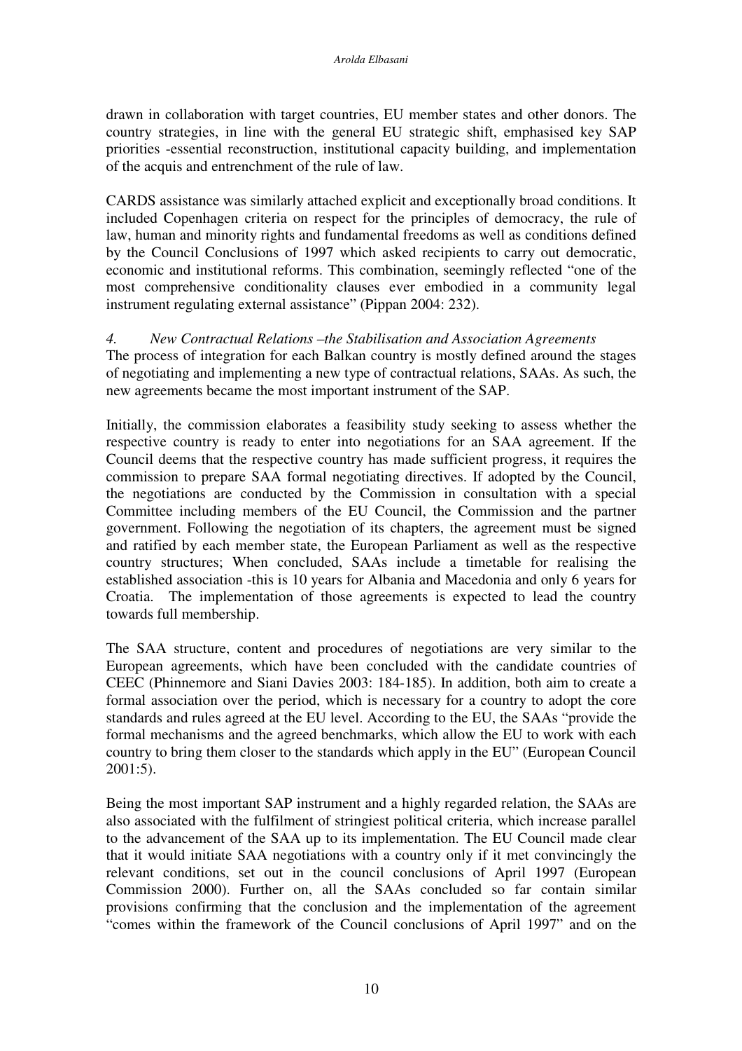drawn in collaboration with target countries, EU member states and other donors. The country strategies, in line with the general EU strategic shift, emphasised key SAP priorities -essential reconstruction, institutional capacity building, and implementation of the acquis and entrenchment of the rule of law.

CARDS assistance was similarly attached explicit and exceptionally broad conditions. It included Copenhagen criteria on respect for the principles of democracy, the rule of law, human and minority rights and fundamental freedoms as well as conditions defined by the Council Conclusions of 1997 which asked recipients to carry out democratic, economic and institutional reforms. This combination, seemingly reflected "one of the most comprehensive conditionality clauses ever embodied in a community legal instrument regulating external assistance" (Pippan 2004: 232).

### *4. New Contractual Relations –the Stabilisation and Association Agreements*

The process of integration for each Balkan country is mostly defined around the stages of negotiating and implementing a new type of contractual relations, SAAs. As such, the new agreements became the most important instrument of the SAP.

Initially, the commission elaborates a feasibility study seeking to assess whether the respective country is ready to enter into negotiations for an SAA agreement. If the Council deems that the respective country has made sufficient progress, it requires the commission to prepare SAA formal negotiating directives. If adopted by the Council, the negotiations are conducted by the Commission in consultation with a special Committee including members of the EU Council, the Commission and the partner government. Following the negotiation of its chapters, the agreement must be signed and ratified by each member state, the European Parliament as well as the respective country structures; When concluded, SAAs include a timetable for realising the established association -this is 10 years for Albania and Macedonia and only 6 years for Croatia. The implementation of those agreements is expected to lead the country towards full membership.

The SAA structure, content and procedures of negotiations are very similar to the European agreements, which have been concluded with the candidate countries of CEEC (Phinnemore and Siani Davies 2003: 184-185). In addition, both aim to create a formal association over the period, which is necessary for a country to adopt the core standards and rules agreed at the EU level. According to the EU, the SAAs "provide the formal mechanisms and the agreed benchmarks, which allow the EU to work with each country to bring them closer to the standards which apply in the EU" (European Council 2001:5).

Being the most important SAP instrument and a highly regarded relation, the SAAs are also associated with the fulfilment of stringiest political criteria, which increase parallel to the advancement of the SAA up to its implementation. The EU Council made clear that it would initiate SAA negotiations with a country only if it met convincingly the relevant conditions, set out in the council conclusions of April 1997 (European Commission 2000). Further on, all the SAAs concluded so far contain similar provisions confirming that the conclusion and the implementation of the agreement "comes within the framework of the Council conclusions of April 1997" and on the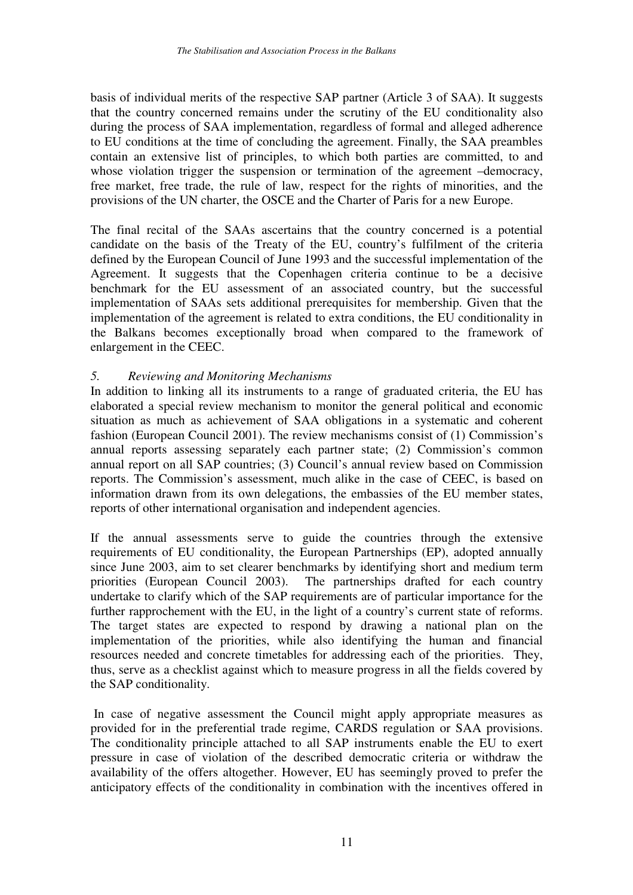basis of individual merits of the respective SAP partner (Article 3 of SAA). It suggests that the country concerned remains under the scrutiny of the EU conditionality also during the process of SAA implementation, regardless of formal and alleged adherence to EU conditions at the time of concluding the agreement. Finally, the SAA preambles contain an extensive list of principles, to which both parties are committed, to and whose violation trigger the suspension or termination of the agreement –democracy, free market, free trade, the rule of law, respect for the rights of minorities, and the provisions of the UN charter, the OSCE and the Charter of Paris for a new Europe.

The final recital of the SAAs ascertains that the country concerned is a potential candidate on the basis of the Treaty of the EU, country's fulfilment of the criteria defined by the European Council of June 1993 and the successful implementation of the Agreement. It suggests that the Copenhagen criteria continue to be a decisive benchmark for the EU assessment of an associated country, but the successful implementation of SAAs sets additional prerequisites for membership. Given that the implementation of the agreement is related to extra conditions, the EU conditionality in the Balkans becomes exceptionally broad when compared to the framework of enlargement in the CEEC.

### *5. Reviewing and Monitoring Mechanisms*

In addition to linking all its instruments to a range of graduated criteria, the EU has elaborated a special review mechanism to monitor the general political and economic situation as much as achievement of SAA obligations in a systematic and coherent fashion (European Council 2001). The review mechanisms consist of (1) Commission's annual reports assessing separately each partner state; (2) Commission's common annual report on all SAP countries; (3) Council's annual review based on Commission reports. The Commission's assessment, much alike in the case of CEEC, is based on information drawn from its own delegations, the embassies of the EU member states, reports of other international organisation and independent agencies.

If the annual assessments serve to guide the countries through the extensive requirements of EU conditionality, the European Partnerships (EP), adopted annually since June 2003, aim to set clearer benchmarks by identifying short and medium term priorities (European Council 2003). The partnerships drafted for each country undertake to clarify which of the SAP requirements are of particular importance for the further rapprochement with the EU, in the light of a country's current state of reforms. The target states are expected to respond by drawing a national plan on the implementation of the priorities, while also identifying the human and financial resources needed and concrete timetables for addressing each of the priorities. They, thus, serve as a checklist against which to measure progress in all the fields covered by the SAP conditionality.

In case of negative assessment the Council might apply appropriate measures as provided for in the preferential trade regime, CARDS regulation or SAA provisions. The conditionality principle attached to all SAP instruments enable the EU to exert pressure in case of violation of the described democratic criteria or withdraw the availability of the offers altogether. However, EU has seemingly proved to prefer the anticipatory effects of the conditionality in combination with the incentives offered in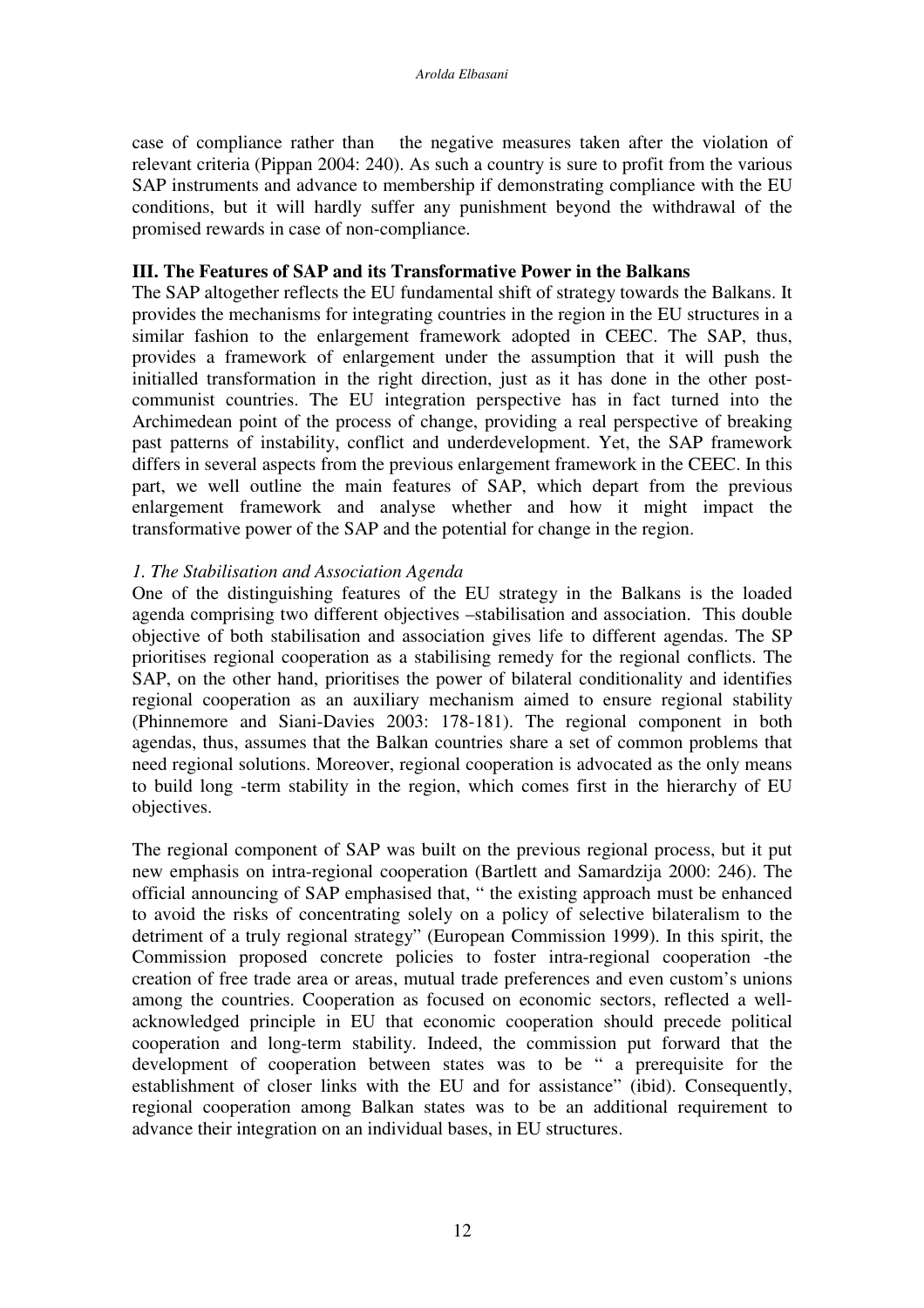case of compliance rather than the negative measures taken after the violation of relevant criteria (Pippan 2004: 240). As such a country is sure to profit from the various SAP instruments and advance to membership if demonstrating compliance with the EU conditions, but it will hardly suffer any punishment beyond the withdrawal of the promised rewards in case of non-compliance.

## III. The Features of SAP and its Transformative Power in the Balkans

The SAP altogether reflects the EU fundamental shift of strategy towards the Balkans. It provides the mechanisms for integrating countries in the region in the EU structures in a similar fashion to the enlargement framework adopted in CEEC. The SAP, thus, provides a framework of enlargement under the assumption that it will push the initialled transformation in the right direction, just as it has done in the other post-communist countries. The EU integration perspective has in fact turned into the Archimedean point of the process of change, providing a real perspective of breaking past patterns of instability, conflict and underdevelopment. Yet, the SAP framework differs in several aspects from the previous enlargement framework in the CEEC. In this part, we well outline the main features of SAP, which depart from the previous enlargement framework and analyse whether and how it might impact the transformative power of the SAP and the potential for change in the region.

### *1. The Stabilisation and Association Agenda*

One of the distinguishing features of the EU strategy in the Balkans is the loaded agenda comprising two different objectives –stabilisation and association. This double objective of both stabilisation and association gives life to different agendas. The SP prioritises regional cooperation as a stabilising remedy for the regional conflicts. The SAP, on the other hand, prioritises the power of bilateral conditionality and identifies regional cooperation as an auxiliary mechanism aimed to ensure regional stability (Phinnemore and Siani-Davies 2003: 178-181). The regional component in both agendas, thus, assumes that the Balkan countries share a set of common problems that need regional solutions. Moreover, regional cooperation is advocated as the only means to build long -term stability in the region, which comes first in the hierarchy of EU objectives.

The regional component of SAP was built on the previous regional process, but it put new emphasis on intra-regional cooperation (Bartlett and Samardzija 2000: 246). The official announcing of SAP emphasised that, " the existing approach must be enhanced to avoid the risks of concentrating solely on a policy of selective bilateralism to the detriment of a truly regional strategy" (European Commission 1999). In this spirit, the Commission proposed concrete policies to foster intra-regional cooperation -the creation of free trade area or areas, mutual trade preferences and even custom's unions among the countries. Cooperation as focused on economic sectors, reflected a well-acknowledged principle in EU that economic cooperation should precede political cooperation and long-term stability. Indeed, the commission put forward that the development of cooperation between states was to be " a prerequisite for the establishment of closer links with the EU and for assistance" (ibid). Consequently, regional cooperation among Balkan states was to be an additional requirement to advance their integration on an individual bases, in EU structures.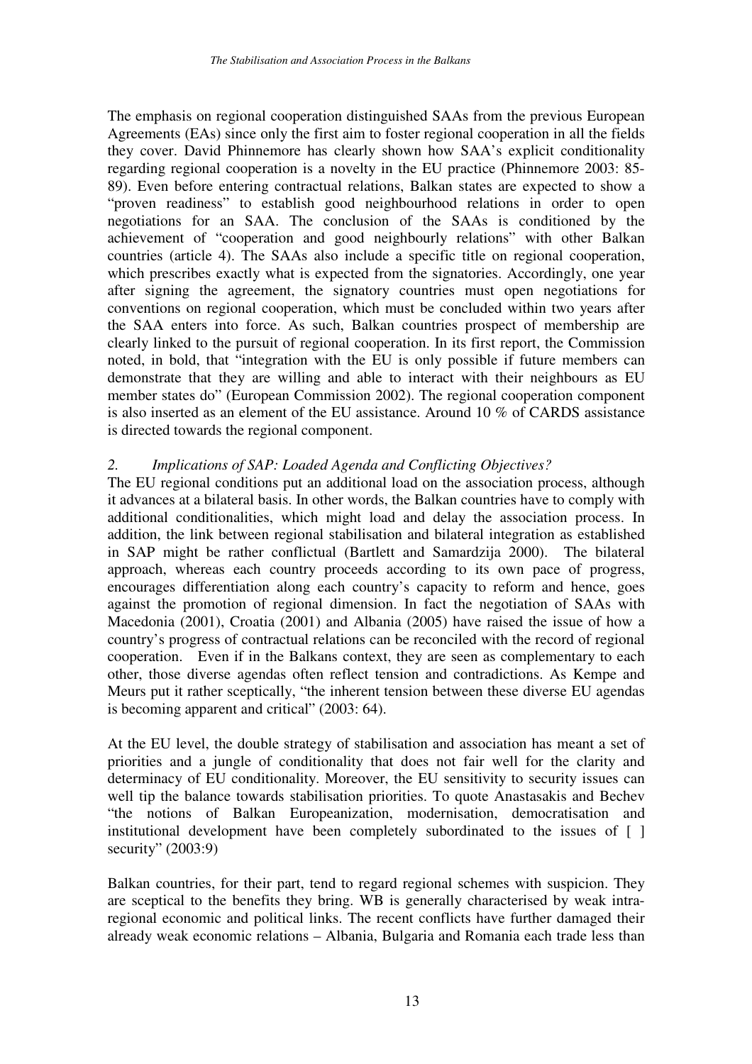The emphasis on regional cooperation distinguished SAAs from the previous European Agreements (EAs) since only the first aim to foster regional cooperation in all the fields they cover. David Phinnemore has clearly shown how SAA's explicit conditionality regarding regional cooperation is a novelty in the EU practice (Phinnemore 2003: 85-89). Even before entering contractual relations, Balkan states are expected to show a "proven readiness" to establish good neighbourhood relations in order to open negotiations for an SAA. The conclusion of the SAAs is conditioned by the achievement of "cooperation and good neighbourly relations" with other Balkan countries (article 4). The SAAs also include a specific title on regional cooperation, which prescribes exactly what is expected from the signatories. Accordingly, one year after signing the agreement, the signatory countries must open negotiations for conventions on regional cooperation, which must be concluded within two years after the SAA enters into force. As such, Balkan countries prospect of membership are clearly linked to the pursuit of regional cooperation. In its first report, the Commission noted, in bold, that "integration with the EU is only possible if future members can demonstrate that they are willing and able to interact with their neighbours as EU member states do" (European Commission 2002). The regional cooperation component is also inserted as an element of the EU assistance. Around 10 % of CARDS assistance is directed towards the regional component.

## *2. Implications of SAP: Loaded Agenda and Conflicting Objectives?*

The EU regional conditions put an additional load on the association process, although it advances at a bilateral basis. In other words, the Balkan countries have to comply with additional conditionalities, which might load and delay the association process. In addition, the link between regional stabilisation and bilateral integration as established in SAP might be rather conflictual (Bartlett and Samardzija 2000). The bilateral approach, whereas each country proceeds according to its own pace of progress, encourages differentiation along each country's capacity to reform and hence, goes against the promotion of regional dimension. In fact the negotiation of SAAs with Macedonia (2001), Croatia (2001) and Albania (2005) have raised the issue of how a country's progress of contractual relations can be reconciled with the record of regional cooperation. Even if in the Balkans context, they are seen as complementary to each other, those diverse agendas often reflect tension and contradictions. As Kempe and Meurs put it rather sceptically, "the inherent tension between these diverse EU agendas is becoming apparent and critical" (2003: 64).

At the EU level, the double strategy of stabilisation and association has meant a set of priorities and a jungle of conditionality that does not fair well for the clarity and determinacy of EU conditionality. Moreover, the EU sensitivity to security issues can well tip the balance towards stabilisation priorities. To quote Anastasakis and Bechev "the notions of Balkan Europeanization, modernisation, democratisation and institutional development have been completely subordinated to the issues of [ ] security" (2003:9)

Balkan countries, for their part, tend to regard regional schemes with suspicion. They are sceptical to the benefits they bring. WB is generally characterised by weak intra-regional economic and political links. The recent conflicts have further damaged their already weak economic relations – Albania, Bulgaria and Romania each trade less than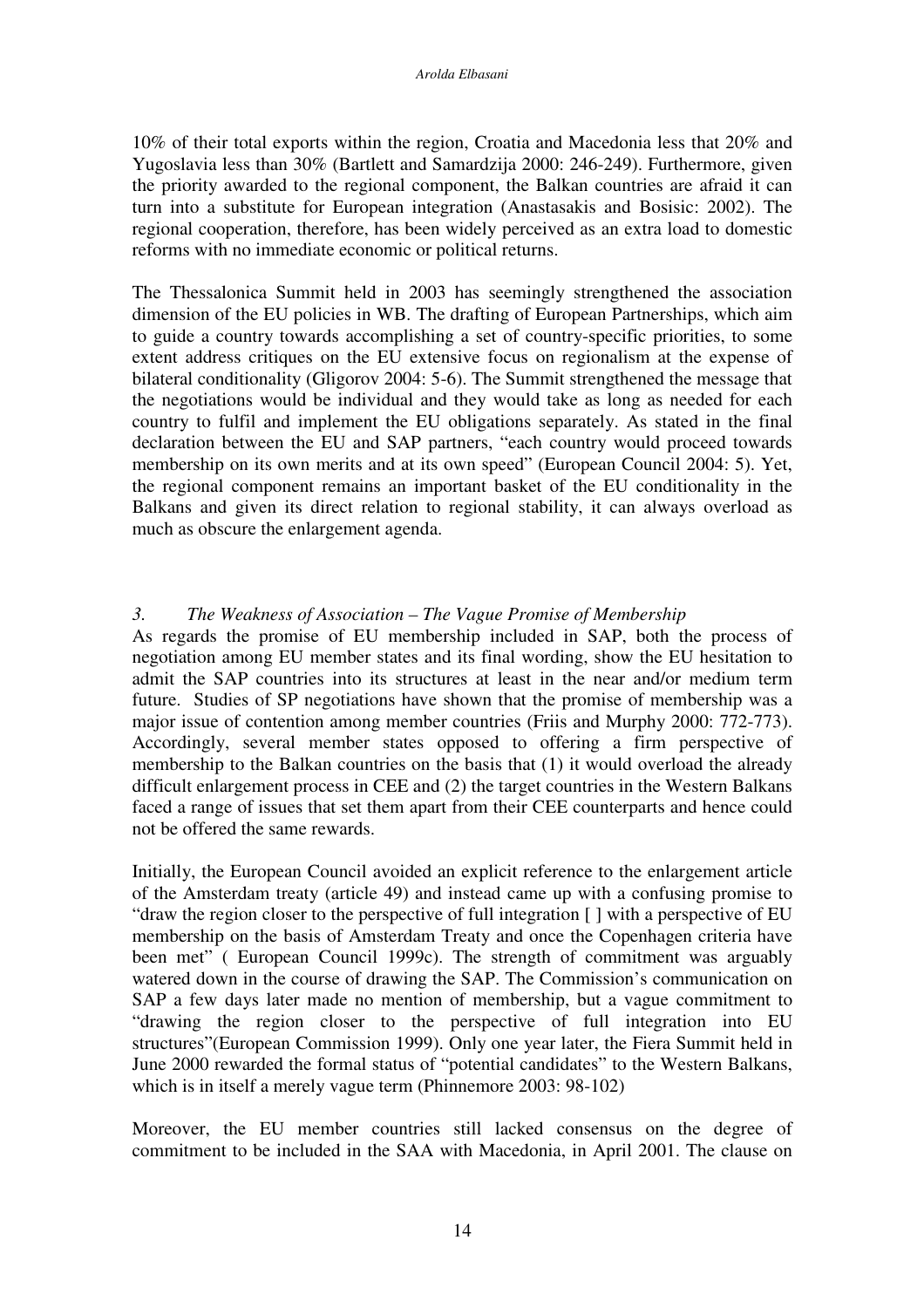10% of their total exports within the region, Croatia and Macedonia less that 20% and Yugoslavia less than 30% (Bartlett and Samardzija 2000: 246-249). Furthermore, given the priority awarded to the regional component, the Balkan countries are afraid it can turn into a substitute for European integration (Anastasakis and Bosisic: 2002). The regional cooperation, therefore, has been widely perceived as an extra load to domestic reforms with no immediate economic or political returns.

The Thessalonica Summit held in 2003 has seemingly strengthened the association dimension of the EU policies in WB. The drafting of European Partnerships, which aim to guide a country towards accomplishing a set of country-specific priorities, to some extent address critiques on the EU extensive focus on regionalism at the expense of bilateral conditionality (Gligorov 2004: 5-6). The Summit strengthened the message that the negotiations would be individual and they would take as long as needed for each country to fulfil and implement the EU obligations separately. As stated in the final declaration between the EU and SAP partners, "each country would proceed towards membership on its own merits and at its own speed" (European Council 2004: 5). Yet, the regional component remains an important basket of the EU conditionality in the Balkans and given its direct relation to regional stability, it can always overload as much as obscure the enlargement agenda.

### *3. The Weakness of Association – The Vague Promise of Membership*

As regards the promise of EU membership included in SAP, both the process of negotiation among EU member states and its final wording, show the EU hesitation to admit the SAP countries into its structures at least in the near and/or medium term future. Studies of SP negotiations have shown that the promise of membership was a major issue of contention among member countries (Friis and Murphy 2000: 772-773). Accordingly, several member states opposed to offering a firm perspective of membership to the Balkan countries on the basis that (1) it would overload the already difficult enlargement process in CEE and (2) the target countries in the Western Balkans faced a range of issues that set them apart from their CEE counterparts and hence could not be offered the same rewards.

Initially, the European Council avoided an explicit reference to the enlargement article of the Amsterdam treaty (article 49) and instead came up with a confusing promise to "draw the region closer to the perspective of full integration [ ] with a perspective of EU membership on the basis of Amsterdam Treaty and once the Copenhagen criteria have been met" ( European Council 1999c). The strength of commitment was arguably watered down in the course of drawing the SAP. The Commission's communication on SAP a few days later made no mention of membership, but a vague commitment to "drawing the region closer to the perspective of full integration into EU structures"(European Commission 1999). Only one year later, the Fiera Summit held in June 2000 rewarded the formal status of "potential candidates" to the Western Balkans, which is in itself a merely vague term (Phinnemore 2003: 98-102)

Moreover, the EU member countries still lacked consensus on the degree of commitment to be included in the SAA with Macedonia, in April 2001. The clause on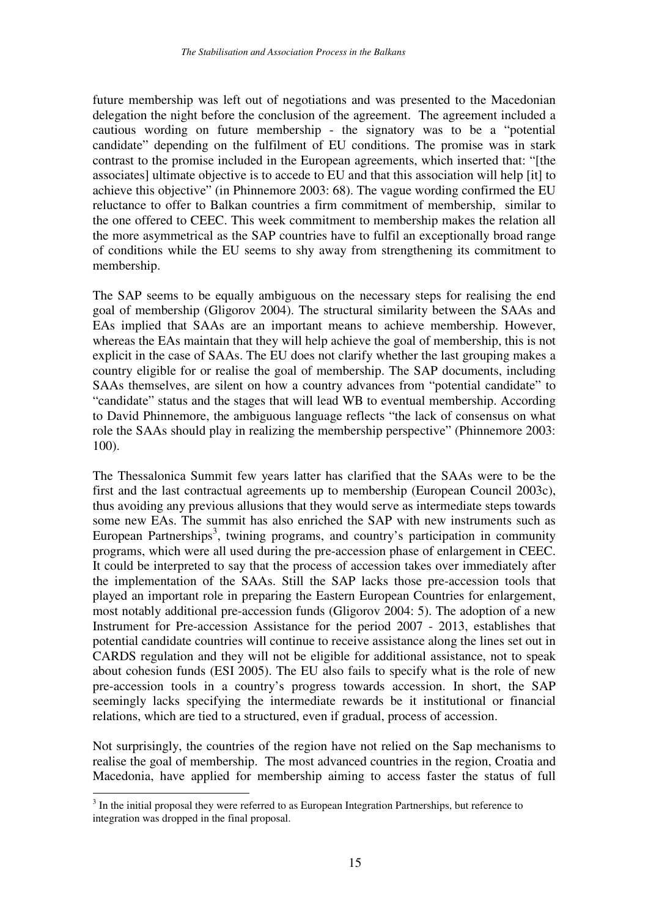future membership was left out of negotiations and was presented to the Macedonian delegation the night before the conclusion of the agreement. The agreement included a cautious wording on future membership - the signatory was to be a "potential candidate" depending on the fulfilment of EU conditions. The promise was in stark contrast to the promise included in the European agreements, which inserted that: "[the associates] ultimate objective is to accede to EU and that this association will help [it] to achieve this objective" (in Phinnemore 2003: 68). The vague wording confirmed the EU reluctance to offer to Balkan countries a firm commitment of membership, similar to the one offered to CEEC. This week commitment to membership makes the relation all the more asymmetrical as the SAP countries have to fulfil an exceptionally broad range of conditions while the EU seems to shy away from strengthening its commitment to membership.

The SAP seems to be equally ambiguous on the necessary steps for realising the end goal of membership (Gligorov 2004). The structural similarity between the SAAs and EAs implied that SAAs are an important means to achieve membership. However, whereas the EAs maintain that they will help achieve the goal of membership, this is not explicit in the case of SAAs. The EU does not clarify whether the last grouping makes a country eligible for or realise the goal of membership. The SAP documents, including SAAs themselves, are silent on how a country advances from "potential candidate" to "candidate" status and the stages that will lead WB to eventual membership. According to David Phinnemore, the ambiguous language reflects "the lack of consensus on what role the SAAs should play in realizing the membership perspective" (Phinnemore 2003: 100).

The Thessalonica Summit few years latter has clarified that the SAAs were to be the first and the last contractual agreements up to membership (European Council 2003c), thus avoiding any previous allusions that they would serve as intermediate steps towards some new EAs. The summit has also enriched the SAP with new instruments such as European Partnerships[3], twining programs, and country's participation in community programs, which were all used during the pre-accession phase of enlargement in CEEC. It could be interpreted to say that the process of accession takes over immediately after the implementation of the SAAs. Still the SAP lacks those pre-accession tools that played an important role in preparing the Eastern European Countries for enlargement, most notably additional pre-accession funds (Gligorov 2004: 5). The adoption of a new Instrument for Pre-accession Assistance for the period 2007 - 2013, establishes that potential candidate countries will continue to receive assistance along the lines set out in CARDS regulation and they will not be eligible for additional assistance, not to speak about cohesion funds (ESI 2005). The EU also fails to specify what is the role of new pre-accession tools in a country's progress towards accession. In short, the SAP seemingly lacks specifying the intermediate rewards be it institutional or financial relations, which are tied to a structured, even if gradual, process of accession.

Not surprisingly, the countries of the region have not relied on the Sap mechanisms to realise the goal of membership. The most advanced countries in the region, Croatia and Macedonia, have applied for membership aiming to access faster the status of full

[3] In the initial proposal they were referred to as European Integration Partnerships, but reference to integration was dropped in the final proposal.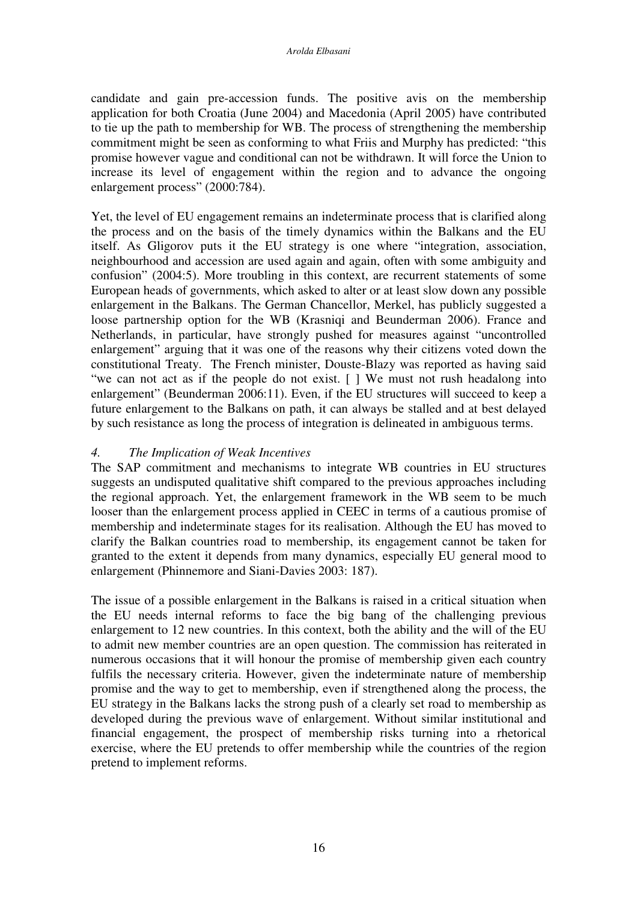candidate and gain pre-accession funds. The positive avis on the membership application for both Croatia (June 2004) and Macedonia (April 2005) have contributed to tie up the path to membership for WB. The process of strengthening the membership commitment might be seen as conforming to what Friis and Murphy has predicted: "this promise however vague and conditional can not be withdrawn. It will force the Union to increase its level of engagement within the region and to advance the ongoing enlargement process" (2000:784).

Yet, the level of EU engagement remains an indeterminate process that is clarified along the process and on the basis of the timely dynamics within the Balkans and the EU itself. As Gligorov puts it the EU strategy is one where "integration, association, neighbourhood and accession are used again and again, often with some ambiguity and confusion" (2004:5). More troubling in this context, are recurrent statements of some European heads of governments, which asked to alter or at least slow down any possible enlargement in the Balkans. The German Chancellor, Merkel, has publicly suggested a loose partnership option for the WB (Krasniqi and Beunderman 2006). France and Netherlands, in particular, have strongly pushed for measures against "uncontrolled enlargement" arguing that it was one of the reasons why their citizens voted down the constitutional Treaty. The French minister, Douste-Blazy was reported as having said "we can not act as if the people do not exist. [ ] We must not rush headalong into enlargement" (Beunderman 2006:11). Even, if the EU structures will succeed to keep a future enlargement to the Balkans on path, it can always be stalled and at best delayed by such resistance as long the process of integration is delineated in ambiguous terms.

## *4. The Implication of Weak Incentives*

The SAP commitment and mechanisms to integrate WB countries in EU structures suggests an undisputed qualitative shift compared to the previous approaches including the regional approach. Yet, the enlargement framework in the WB seem to be much looser than the enlargement process applied in CEEC in terms of a cautious promise of membership and indeterminate stages for its realisation. Although the EU has moved to clarify the Balkan countries road to membership, its engagement cannot be taken for granted to the extent it depends from many dynamics, especially EU general mood to enlargement (Phinnemore and Siani-Davies 2003: 187).

The issue of a possible enlargement in the Balkans is raised in a critical situation when the EU needs internal reforms to face the big bang of the challenging previous enlargement to 12 new countries. In this context, both the ability and the will of the EU to admit new member countries are an open question. The commission has reiterated in numerous occasions that it will honour the promise of membership given each country fulfils the necessary criteria. However, given the indeterminate nature of membership promise and the way to get to membership, even if strengthened along the process, the EU strategy in the Balkans lacks the strong push of a clearly set road to membership as developed during the previous wave of enlargement. Without similar institutional and financial engagement, the prospect of membership risks turning into a rhetorical exercise, where the EU pretends to offer membership while the countries of the region pretend to implement reforms.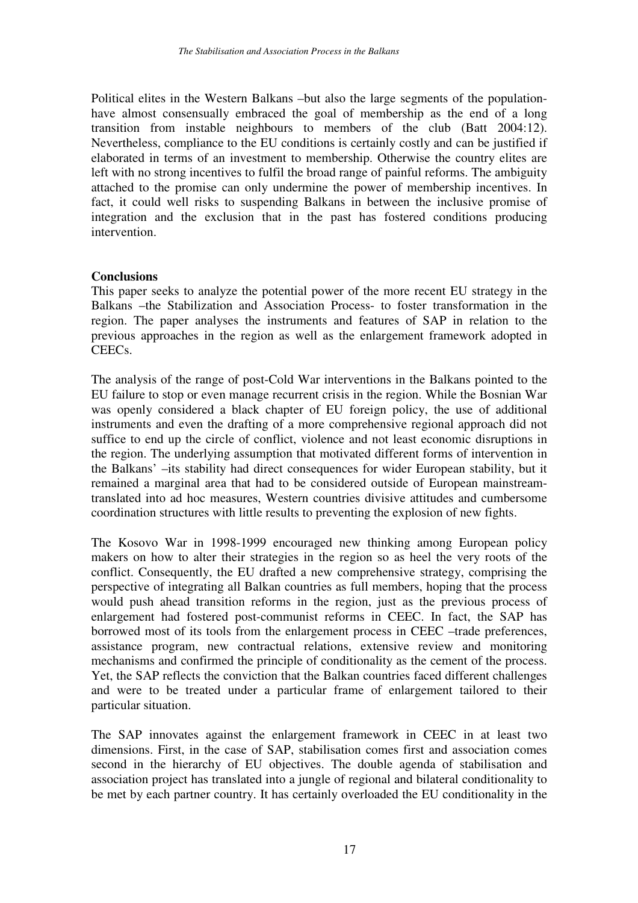Political elites in the Western Balkans –but also the large segments of the population- have almost consensually embraced the goal of membership as the end of a long transition from instable neighbours to members of the club (Batt 2004:12). Nevertheless, compliance to the EU conditions is certainly costly and can be justified if elaborated in terms of an investment to membership. Otherwise the country elites are left with no strong incentives to fulfil the broad range of painful reforms. The ambiguity attached to the promise can only undermine the power of membership incentives. In fact, it could well risks to suspending Balkans in between the inclusive promise of integration and the exclusion that in the past has fostered conditions producing intervention.

**Conclusions**

This paper seeks to analyze the potential power of the more recent EU strategy in the Balkans –the Stabilization and Association Process- to foster transformation in the region. The paper analyses the instruments and features of SAP in relation to the previous approaches in the region as well as the enlargement framework adopted in CEECs.

The analysis of the range of post-Cold War interventions in the Balkans pointed to the EU failure to stop or even manage recurrent crisis in the region. While the Bosnian War was openly considered a black chapter of EU foreign policy, the use of additional instruments and even the drafting of a more comprehensive regional approach did not suffice to end up the circle of conflict, violence and not least economic disruptions in the region. The underlying assumption that motivated different forms of intervention in the Balkans' –its stability had direct consequences for wider European stability, but it remained a marginal area that had to be considered outside of European mainstream- translated into ad hoc measures, Western countries divisive attitudes and cumbersome coordination structures with little results to preventing the explosion of new fights.

The Kosovo War in 1998-1999 encouraged new thinking among European policy makers on how to alter their strategies in the region so as heel the very roots of the conflict. Consequently, the EU drafted a new comprehensive strategy, comprising the perspective of integrating all Balkan countries as full members, hoping that the process would push ahead transition reforms in the region, just as the previous process of enlargement had fostered post-communist reforms in CEEC. In fact, the SAP has borrowed most of its tools from the enlargement process in CEEC –trade preferences, assistance program, new contractual relations, extensive review and monitoring mechanisms and confirmed the principle of conditionality as the cement of the process. Yet, the SAP reflects the conviction that the Balkan countries faced different challenges and were to be treated under a particular frame of enlargement tailored to their particular situation.

The SAP innovates against the enlargement framework in CEEC in at least two dimensions. First, in the case of SAP, stabilisation comes first and association comes second in the hierarchy of EU objectives. The double agenda of stabilisation and association project has translated into a jungle of regional and bilateral conditionality to be met by each partner country. It has certainly overloaded the EU conditionality in the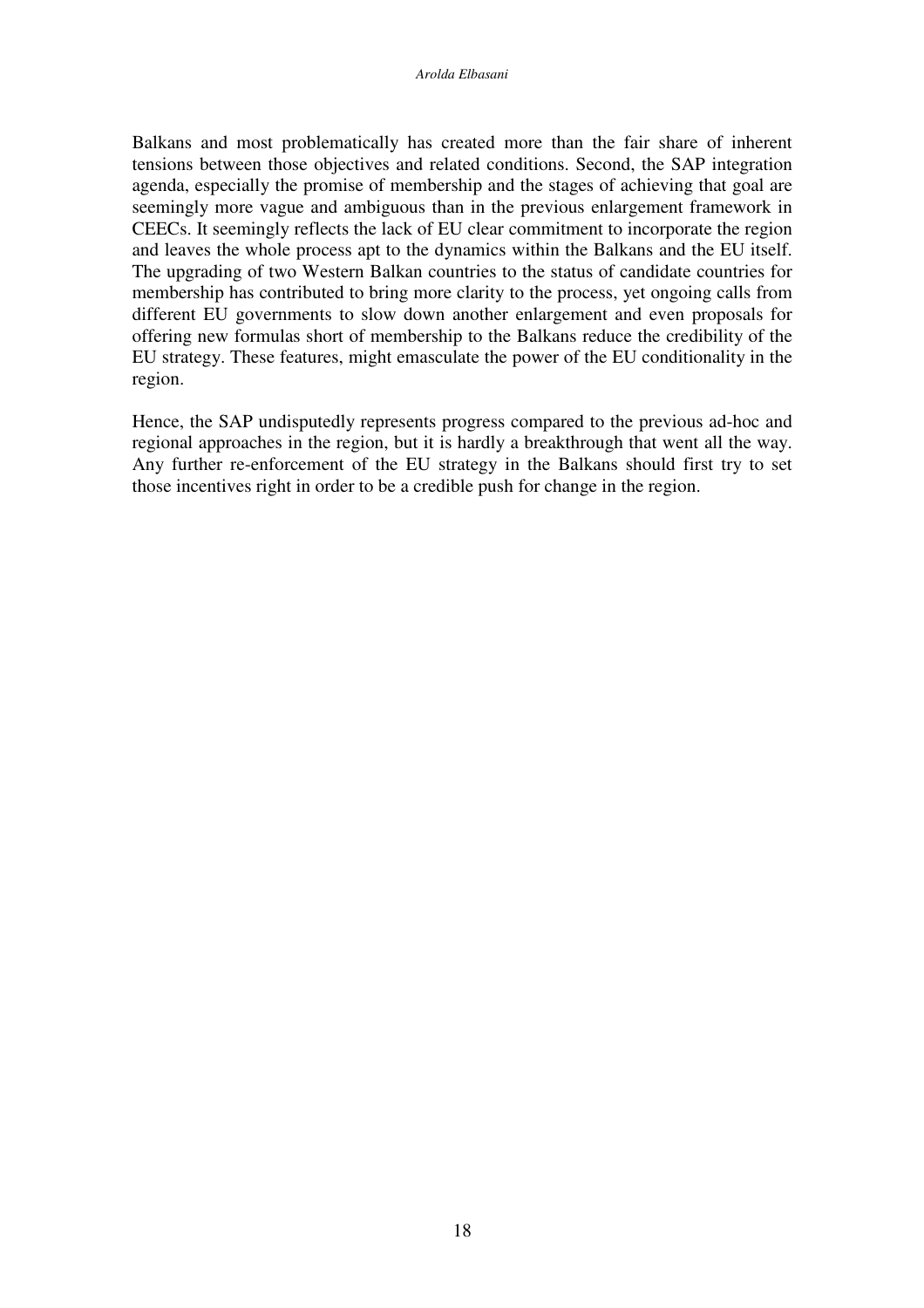Balkans and most problematically has created more than the fair share of inherent tensions between those objectives and related conditions. Second, the SAP integration agenda, especially the promise of membership and the stages of achieving that goal are seemingly more vague and ambiguous than in the previous enlargement framework in CEECs. It seemingly reflects the lack of EU clear commitment to incorporate the region and leaves the whole process apt to the dynamics within the Balkans and the EU itself. The upgrading of two Western Balkan countries to the status of candidate countries for membership has contributed to bring more clarity to the process, yet ongoing calls from different EU governments to slow down another enlargement and even proposals for offering new formulas short of membership to the Balkans reduce the credibility of the EU strategy. These features, might emasculate the power of the EU conditionality in the region.

Hence, the SAP undisputedly represents progress compared to the previous ad-hoc and regional approaches in the region, but it is hardly a breakthrough that went all the way. Any further re-enforcement of the EU strategy in the Balkans should first try to set those incentives right in order to be a credible push for change in the region.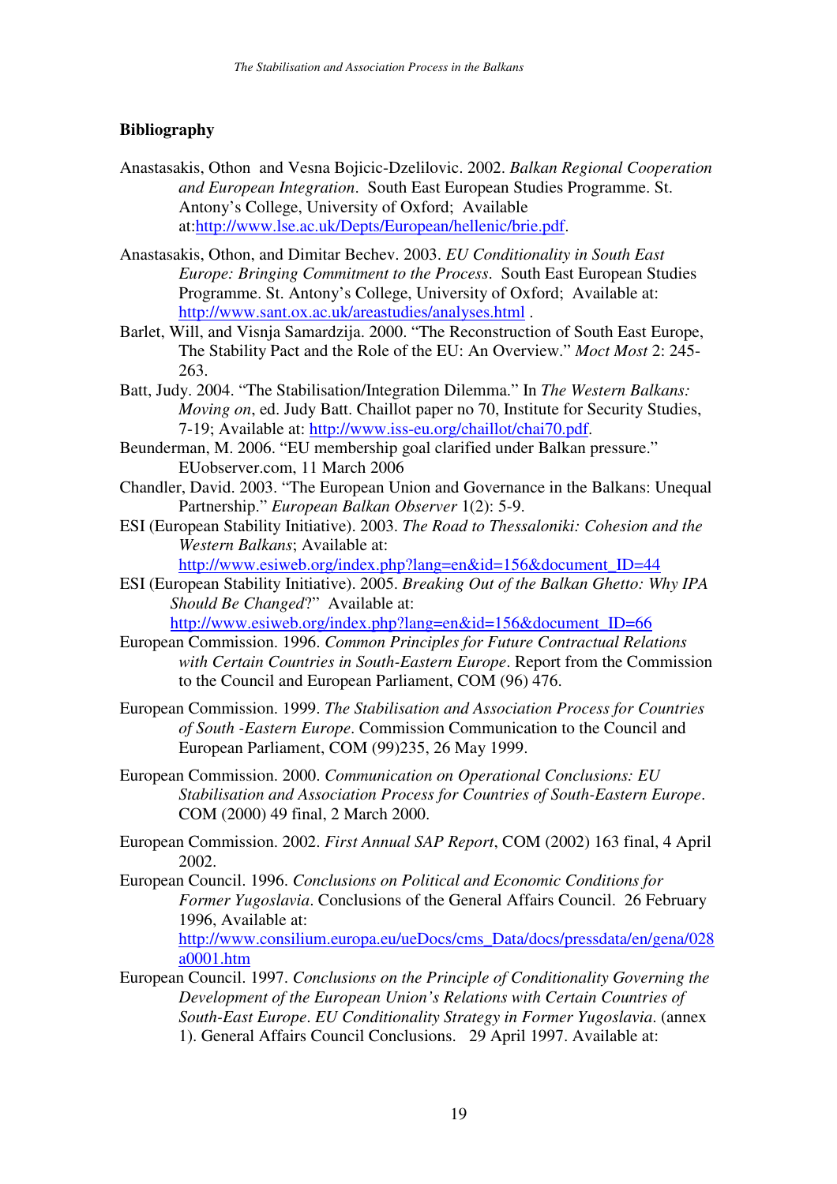## Bibliography

Anastasakis, Othon and Vesna Bojicic-Dzelilovic. 2002. *Balkan Regional Cooperation and European Integration*. South East European Studies Programme. St. Antony's College, University of Oxford; Available at:http://www.lse.ac.uk/Depts/European/hellenic/brie.pdf.

Anastasakis, Othon, and Dimitar Bechev. 2003. *EU Conditionality in South East Europe: Bringing Commitment to the Process*. South East European Studies Programme. St. Antony's College, University of Oxford; Available at: http://www.sant.ox.ac.uk/areastudies/analyses.html .

Barlet, Will, and Visnja Samardzija. 2000. "The Reconstruction of South East Europe, The Stability Pact and the Role of the EU: An Overview." *Moct Most* 2: 245-263.

Batt, Judy. 2004. "The Stabilisation/Integration Dilemma." In *The Western Balkans: Moving on*, ed. Judy Batt. Chaillot paper no 70, Institute for Security Studies, 7-19; Available at: http://www.iss-eu.org/chaillot/chai70.pdf.

Beunderman, M. 2006. "EU membership goal clarified under Balkan pressure." EUobserver.com, 11 March 2006

Chandler, David. 2003. "The European Union and Governance in the Balkans: Unequal Partnership." *European Balkan Observer* 1(2): 5-9.

ESI (European Stability Initiative). 2003. *The Road to Thessaloniki: Cohesion and the Western Balkans*; Available at: http://www.esiweb.org/index.php?lang=en&id=156&document_ID=44

ESI (European Stability Initiative). 2005. *Breaking Out of the Balkan Ghetto: Why IPA Should Be Changed*?" Available at: http://www.esiweb.org/index.php?lang=en&id=156&document_ID=66

European Commission. 1996. *Common Principles for Future Contractual Relations with Certain Countries in South-Eastern Europe*. Report from the Commission to the Council and European Parliament, COM (96) 476.

European Commission. 1999. *The Stabilisation and Association Process for Countries of South -Eastern Europe*. Commission Communication to the Council and European Parliament, COM (99)235, 26 May 1999.

European Commission. 2000. *Communication on Operational Conclusions: EU Stabilisation and Association Process for Countries of South-Eastern Europe*. COM (2000) 49 final, 2 March 2000.

European Commission. 2002. *First Annual SAP Report*, COM (2002) 163 final, 4 April 2002.

European Council. 1996. *Conclusions on Political and Economic Conditions for Former Yugoslavia*. Conclusions of the General Affairs Council. 26 February 1996, Available at: http://www.consilium.europa.eu/ueDocs/cms_Data/docs/pressdata/en/gena/028a0001.htm

European Council. 1997. *Conclusions on the Principle of Conditionality Governing the Development of the European Union's Relations with Certain Countries of South-East Europe. EU Conditionality Strategy in Former Yugoslavia*. (annex 1). General Affairs Council Conclusions. 29 April 1997. Available at: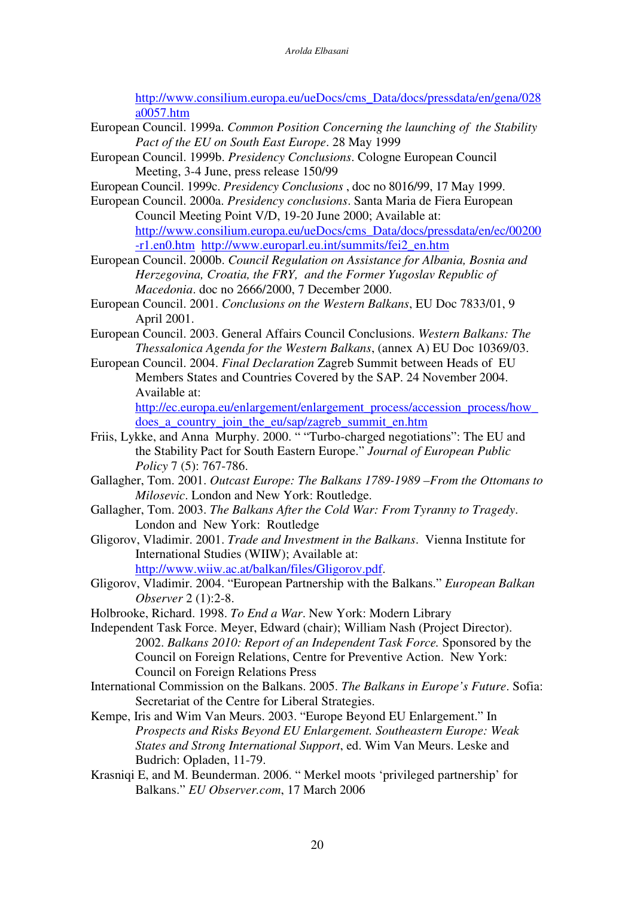http://www.consilium.europa.eu/ueDocs/cms_Data/docs/pressdata/en/gena/028a0057.htm

European Council. 1999a. *Common Position Concerning the launching of the Stability Pact of the EU on South East Europe*. 28 May 1999

European Council. 1999b. *Presidency Conclusions*. Cologne European Council Meeting, 3-4 June, press release 150/99

European Council. 1999c. *Presidency Conclusions* , doc no 8016/99, 17 May 1999.

European Council. 2000a. *Presidency conclusions*. Santa Maria de Fiera European Council Meeting Point V/D, 19-20 June 2000; Available at: http://www.consilium.europa.eu/ueDocs/cms_Data/docs/pressdata/en/ec/00200-r1.en0.htm http://www.europarl.eu.int/summits/fei2_en.htm

European Council. 2000b. *Council Regulation on Assistance for Albania, Bosnia and Herzegovina, Croatia, the FRY, and the Former Yugoslav Republic of Macedonia*. doc no 2666/2000, 7 December 2000.

European Council. 2001. *Conclusions on the Western Balkans*, EU Doc 7833/01, 9 April 2001.

European Council. 2003. General Affairs Council Conclusions. *Western Balkans: The Thessalonica Agenda for the Western Balkans*, (annex A) EU Doc 10369/03.

European Council. 2004. *Final Declaration* Zagreb Summit between Heads of EU Members States and Countries Covered by the SAP. 24 November 2004. Available at: http://ec.europa.eu/enlargement/enlargement_process/accession_process/how_does_a_country_join_the_eu/sap/zagreb_summit_en.htm

Friis, Lykke, and Anna Murphy. 2000. " "Turbo-charged negotiations": The EU and the Stability Pact for South Eastern Europe." *Journal of European Public Policy* 7 (5): 767-786.

Gallagher, Tom. 2001. *Outcast Europe: The Balkans 1789-1989 –From the Ottomans to Milosevic*. London and New York: Routledge.

Gallagher, Tom. 2003. *The Balkans After the Cold War: From Tyranny to Tragedy*. London and New York: Routledge

Gligorov, Vladimir. 2001. *Trade and Investment in the Balkans*. Vienna Institute for International Studies (WIIW); Available at: http://www.wiiw.ac.at/balkan/files/Gligorov.pdf.

Gligorov, Vladimir. 2004. "European Partnership with the Balkans." *European Balkan Observer* 2 (1):2-8.

Holbrooke, Richard. 1998. *To End a War*. New York: Modern Library

Independent Task Force. Meyer, Edward (chair); William Nash (Project Director). 2002. *Balkans 2010: Report of an Independent Task Force.* Sponsored by the Council on Foreign Relations, Centre for Preventive Action. New York: Council on Foreign Relations Press

International Commission on the Balkans. 2005. *The Balkans in Europe's Future*. Sofia: Secretariat of the Centre for Liberal Strategies.

Kempe, Iris and Wim Van Meurs. 2003. "Europe Beyond EU Enlargement." In *Prospects and Risks Beyond EU Enlargement. Southeastern Europe: Weak States and Strong International Support*, ed. Wim Van Meurs. Leske and Budrich: Opladen, 11-79.

Krasniqi E, and M. Beunderman. 2006. " Merkel moots 'privileged partnership' for Balkans." *EU Observer.com*, 17 March 2006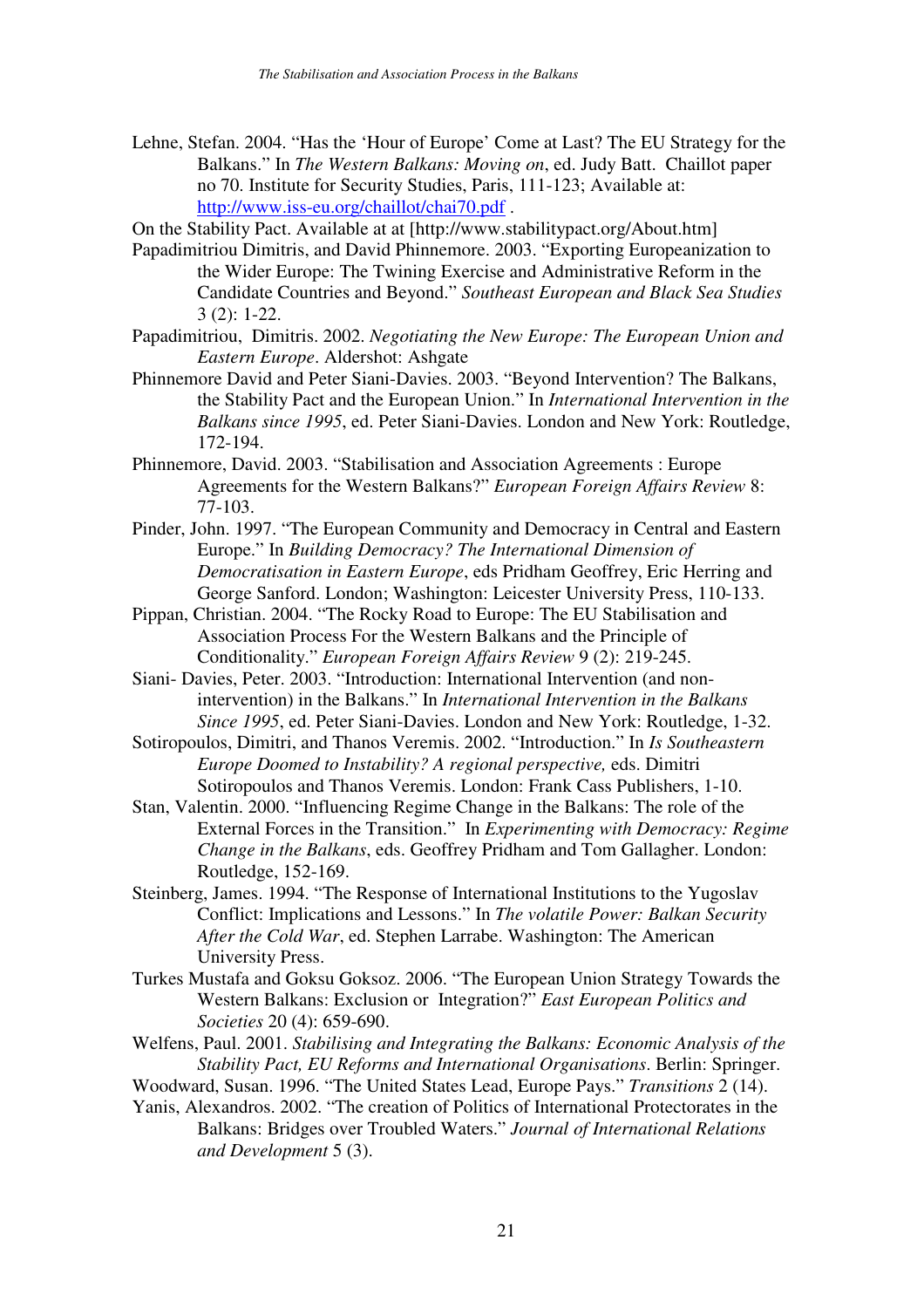Lehne, Stefan. 2004. “Has the ‘Hour of Europe’ Come at Last? The EU Strategy for the Balkans.” In *The Western Balkans: Moving on*, ed. Judy Batt. Chaillot paper no 70. Institute for Security Studies, Paris, 111-123; Available at: http://www.iss-eu.org/chaillot/chai70.pdf .

On the Stability Pact. Available at at [http://www.stabilitypact.org/About.htm]

Papadimitriou Dimitris, and David Phinnemore. 2003. “Exporting Europeanization to the Wider Europe: The Twining Exercise and Administrative Reform in the Candidate Countries and Beyond.” *Southeast European and Black Sea Studies* 3 (2): 1-22.

Papadimitriou, Dimitris. 2002. *Negotiating the New Europe: The European Union and Eastern Europe*. Aldershot: Ashgate

Phinnemore David and Peter Siani-Davies. 2003. “Beyond Intervention? The Balkans, the Stability Pact and the European Union.” In *International Intervention in the Balkans since 1995*, ed. Peter Siani-Davies. London and New York: Routledge, 172-194.

Phinnemore, David. 2003. “Stabilisation and Association Agreements : Europe Agreements for the Western Balkans?” *European Foreign Affairs Review* 8: 77-103.

Pinder, John. 1997. “The European Community and Democracy in Central and Eastern Europe.” In *Building Democracy? The International Dimension of Democratisation in Eastern Europe*, eds Pridham Geoffrey, Eric Herring and George Sanford. London; Washington: Leicester University Press, 110-133.

Pippan, Christian. 2004. “The Rocky Road to Europe: The EU Stabilisation and Association Process For the Western Balkans and the Principle of Conditionality.” *European Foreign Affairs Review* 9 (2): 219-245.

Siani- Davies, Peter. 2003. “Introduction: International Intervention (and non-intervention) in the Balkans.” In *International Intervention in the Balkans Since 1995*, ed. Peter Siani-Davies. London and New York: Routledge, 1-32.

Sotiropoulos, Dimitri, and Thanos Veremis. 2002. “Introduction.” In *Is Southeastern Europe Doomed to Instability? A regional perspective,* eds. Dimitri Sotiropoulos and Thanos Veremis. London: Frank Cass Publishers, 1-10.

Stan, Valentin. 2000. “Influencing Regime Change in the Balkans: The role of the External Forces in the Transition.” In *Experimenting with Democracy: Regime Change in the Balkans*, eds. Geoffrey Pridham and Tom Gallagher. London: Routledge, 152-169.

Steinberg, James. 1994. “The Response of International Institutions to the Yugoslav Conflict: Implications and Lessons.” In *The volatile Power: Balkan Security After the Cold War*, ed. Stephen Larrabe. Washington: The American University Press.

Turkes Mustafa and Goksu Goksoz. 2006. “The European Union Strategy Towards the Western Balkans: Exclusion or Integration?” *East European Politics and Societies* 20 (4): 659-690.

Welfens, Paul. 2001. *Stabilising and Integrating the Balkans: Economic Analysis of the Stability Pact, EU Reforms and International Organisations*. Berlin: Springer.

Woodward, Susan. 1996. “The United States Lead, Europe Pays.” *Transitions* 2 (14).

Yanis, Alexandros. 2002. “The creation of Politics of International Protectorates in the Balkans: Bridges over Troubled Waters.” *Journal of International Relations and Development* 5 (3).